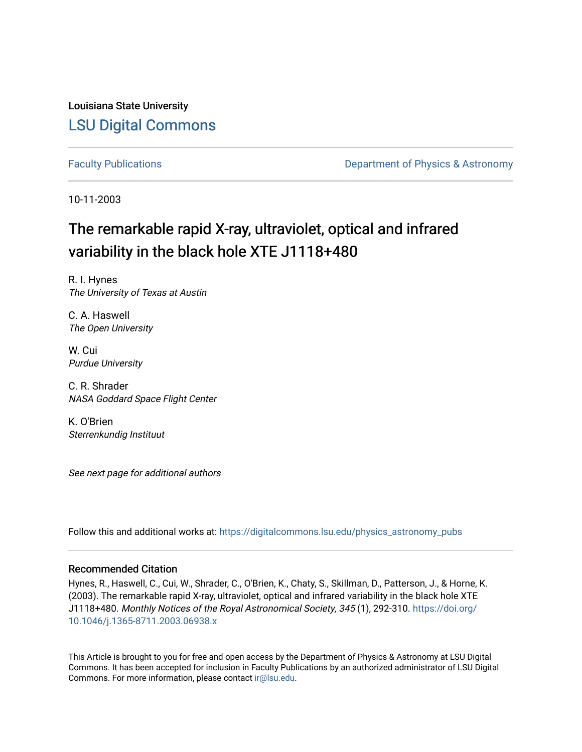Louisiana State University

# LSU Digital Commons

Faculty Publications

Department of Physics & Astronomy

10-11-2003

# The remarkable rapid X-ray, ultraviolet, optical and infrared variability in the black hole XTE J1118+480

R. I. Hynes
*The University of Texas at Austin*

C. A. Haswell
*The Open University*

W. Cui
*Purdue University*

C. R. Shrader
*NASA Goddard Space Flight Center*

K. O'Brien
*Sterrenkundig Instituut*

*See next page for additional authors*

Follow this and additional works at: https://digitalcommons.lsu.edu/physics_astronomy_pubs

## Recommended Citation

Hynes, R., Haswell, C., Cui, W., Shrader, C., O'Brien, K., Chaty, S., Skillman, D., Patterson, J., & Horne, K. (2003). The remarkable rapid X-ray, ultraviolet, optical and infrared variability in the black hole XTE J1118+480. *Monthly Notices of the Royal Astronomical Society, 345* (1), 292-310. https://doi.org/10.1046/j.1365-8711.2003.06938.x

This Article is brought to you for free and open access by the Department of Physics & Astronomy at LSU Digital Commons. It has been accepted for inclusion in Faculty Publications by an authorized administrator of LSU Digital Commons. For more information, please contact ir@lsu.edu.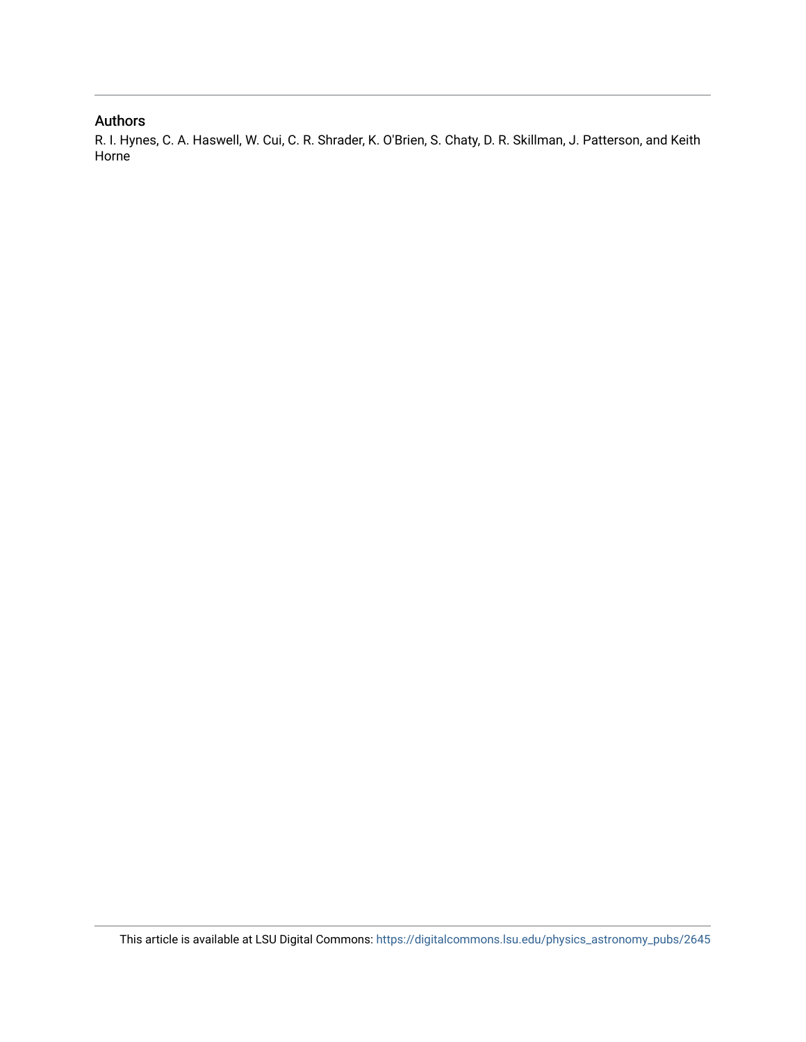## Authors

R. I. Hynes, C. A. Haswell, W. Cui, C. R. Shrader, K. O'Brien, S. Chaty, D. R. Skillman, J. Patterson, and Keith Horne

This article is available at LSU Digital Commons: https://digitalcommons.lsu.edu/physics_astronomy_pubs/2645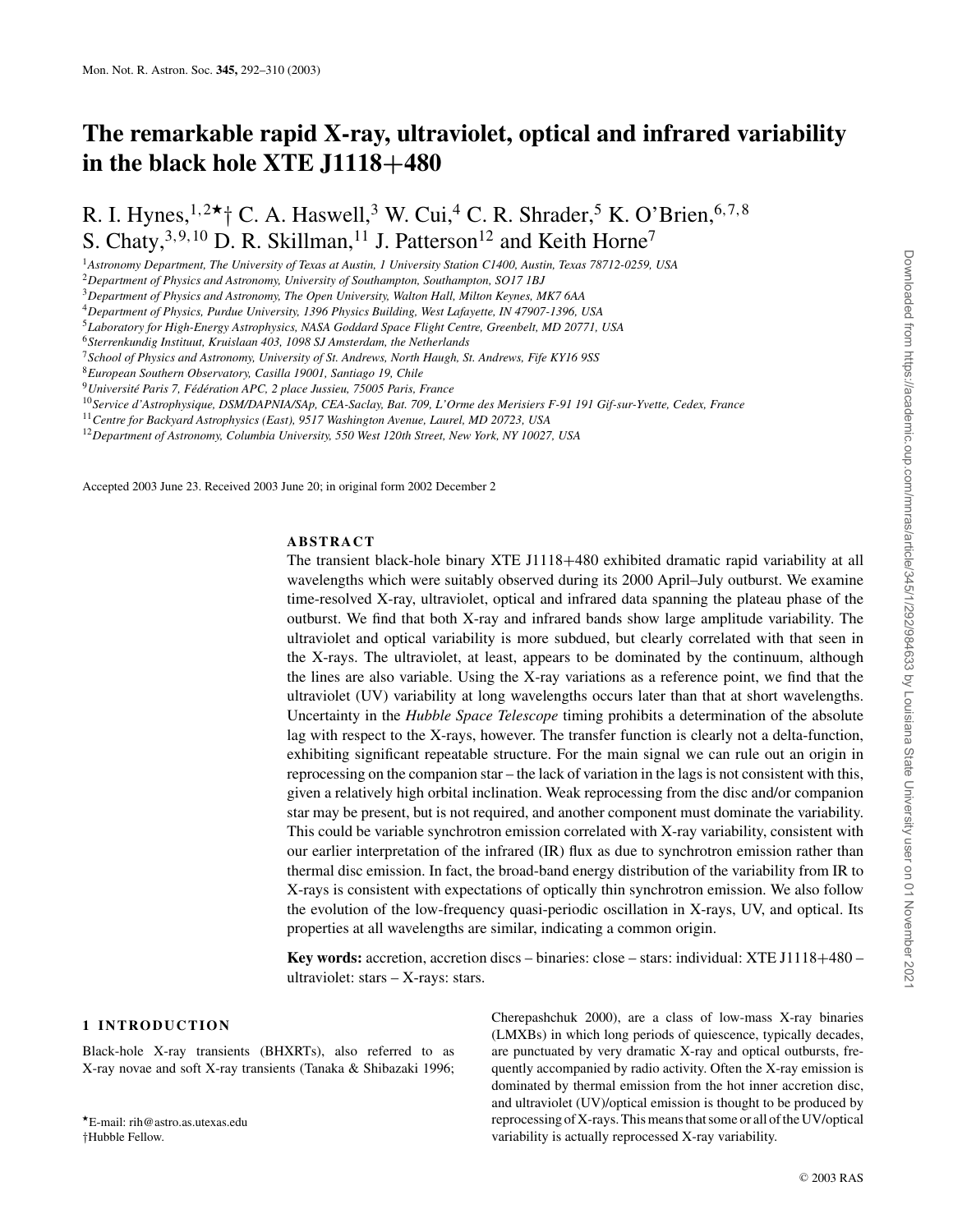# The remarkable rapid X-ray, ultraviolet, optical and infrared variability in the black hole XTE J1118+480

R. I. Hynes,[1,2*†] C. A. Haswell,[3] W. Cui,[4] C. R. Shrader,[5] K. O'Brien,[6,7,8] S. Chaty,[3,9,10] D. R. Skillman,[11] J. Patterson[12] and Keith Horne[7]

[1] *Astronomy Department, The University of Texas at Austin, 1 University Station C1400, Austin, Texas 78712-0259, USA*
[2] *Department of Physics and Astronomy, University of Southampton, Southampton, SO17 1BJ*
[3] *Department of Physics and Astronomy, The Open University, Walton Hall, Milton Keynes, MK7 6AA*
[4] *Department of Physics, Purdue University, 1396 Physics Building, West Lafayette, IN 47907-1396, USA*
[5] *Laboratory for High-Energy Astrophysics, NASA Goddard Space Flight Centre, Greenbelt, MD 20771, USA*
[6] *Sterrenkundig Instituut, Kruislaan 403, 1098 SJ Amsterdam, the Netherlands*
[7] *School of Physics and Astronomy, University of St. Andrews, North Haugh, St. Andrews, Fife KY16 9SS*
[8] *European Southern Observatory, Casilla 19001, Santiago 19, Chile*
[9] *Université Paris 7, Fédération APC, 2 place Jussieu, 75005 Paris, France*
[10] *Service d'Astrophysique, DSM/DAPNIA/SAp, CEA-Saclay, Bat. 709, L'Orme des Merisiers F-91 191 Gif-sur-Yvette, Cedex, France*
[11] *Centre for Backyard Astrophysics (East), 9517 Washington Avenue, Laurel, MD 20723, USA*
[12] *Department of Astronomy, Columbia University, 550 West 120th Street, New York, NY 10027, USA*

Accepted 2003 June 23. Received 2003 June 20; in original form 2002 December 2

## ABSTRACT

The transient black-hole binary XTE J1118+480 exhibited dramatic rapid variability at all wavelengths which were suitably observed during its 2000 April–July outburst. We examine time-resolved X-ray, ultraviolet, optical and infrared data spanning the plateau phase of the outburst. We find that both X-ray and infrared bands show large amplitude variability. The ultraviolet and optical variability is more subdued, but clearly correlated with that seen in the X-rays. The ultraviolet, at least, appears to be dominated by the continuum, although the lines are also variable. Using the X-ray variations as a reference point, we find that the ultraviolet (UV) variability at long wavelengths occurs later than that at short wavelengths. Uncertainty in the *Hubble Space Telescope* timing prohibits a determination of the absolute lag with respect to the X-rays, however. The transfer function is clearly not a delta-function, exhibiting significant repeatable structure. For the main signal we can rule out an origin in reprocessing on the companion star – the lack of variation in the lags is not consistent with this, given a relatively high orbital inclination. Weak reprocessing from the disc and/or companion star may be present, but is not required, and another component must dominate the variability. This could be variable synchrotron emission correlated with X-ray variability, consistent with our earlier interpretation of the infrared (IR) flux as due to synchrotron emission rather than thermal disc emission. In fact, the broad-band energy distribution of the variability from IR to X-rays is consistent with expectations of optically thin synchrotron emission. We also follow the evolution of the low-frequency quasi-periodic oscillation in X-rays, UV, and optical. Its properties at all wavelengths are similar, indicating a common origin.

**Key words:** accretion, accretion discs – binaries: close – stars: individual: XTE J1118+480 – ultraviolet: stars – X-rays: stars.

## 1 INTRODUCTION

Black-hole X-ray transients (BHXRTs), also referred to as X-ray novae and soft X-ray transients (Tanaka & Shibazaki 1996; Cherepashchuk 2000), are a class of low-mass X-ray binaries (LMXBs) in which long periods of quiescence, typically decades, are punctuated by very dramatic X-ray and optical outbursts, frequently accompanied by radio activity. Often the X-ray emission is dominated by thermal emission from the hot inner accretion disc, and ultraviolet (UV)/optical emission is thought to be produced by reprocessing of X-rays. This means that some or all of the UV/optical variability is actually reprocessed X-ray variability.

*E-mail: rih@astro.as.utexas.edu
†Hubble Fellow.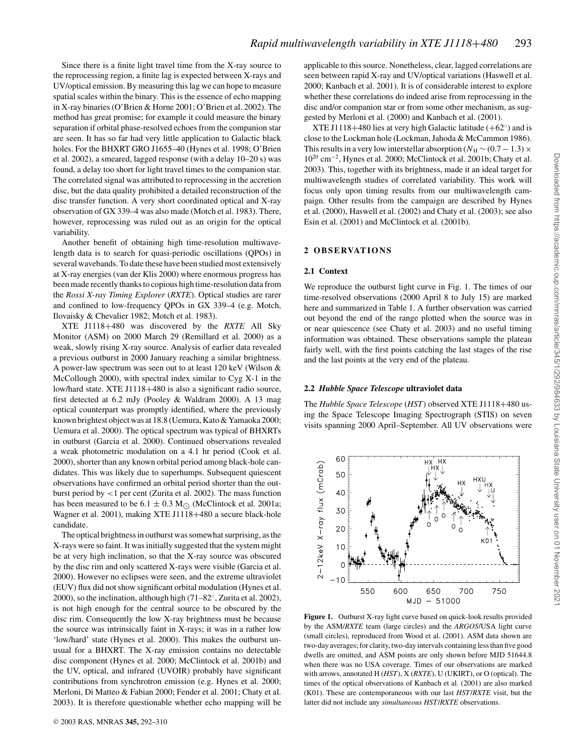Since there is a finite light travel time from the X-ray source to the reprocessing region, a finite lag is expected between X-rays and UV/optical emission. By measuring this lag we can hope to measure spatial scales within the binary. This is the essence of echo mapping in X-ray binaries (O'Brien & Horne 2001; O'Brien et al. 2002). The method has great promise; for example it could measure the binary separation if orbital phase-resolved echoes from the companion star are seen. It has so far had very little application to Galactic black holes. For the BHXRT GRO J1655–40 (Hynes et al. 1998; O'Brien et al. 2002), a smeared, lagged response (with a delay 10–20 s) was found, a delay too short for light travel times to the companion star. The correlated signal was attributed to reprocessing in the accretion disc, but the data quality prohibited a detailed reconstruction of the disc transfer function. A very short coordinated optical and X-ray observation of GX 339–4 was also made (Motch et al. 1983). There, however, reprocessing was ruled out as an origin for the optical variability.

Another benefit of obtaining high time-resolution multiwavelength data is to search for quasi-periodic oscillations (QPOs) in several wavebands. To date these have been studied most extensively at X-ray energies (van der Klis 2000) where enormous progress has been made recently thanks to copious high time-resolution data from the *Rossi X-ray Timing Explorer* (*RXTE*). Optical studies are rarer and confined to low-frequency QPOs in GX 339–4 (e.g. Motch, Ilovaisky & Chevalier 1982; Motch et al. 1983).

XTE J1118+480 was discovered by the *RXTE* All Sky Monitor (ASM) on 2000 March 29 (Remillard et al. 2000) as a weak, slowly rising X-ray source. Analysis of earlier data revealed a previous outburst in 2000 January reaching a similar brightness. A power-law spectrum was seen out to at least 120 keV (Wilson & McCollough 2000), with spectral index similar to Cyg X-1 in the low/hard state. XTE J1118+480 is also a significant radio source, first detected at 6.2 mJy (Pooley & Waldram 2000). A 13 mag optical counterpart was promptly identified, where the previously known brightest object was at 18.8 (Uemura, Kato & Yamaoka 2000; Uemura et al. 2000). The optical spectrum was typical of BHXRTs in outburst (Garcia et al. 2000). Continued observations revealed a weak photometric modulation on a 4.1 hr period (Cook et al. 2000), shorter than any known orbital period among black-hole candidates. This was likely due to superhumps. Subsequent quiescent observations have confirmed an orbital period shorter than the outburst period by <1 per cent (Zurita et al. 2002). The mass function has been measured to be $6.1 \pm 0.3$ M$_\odot$ (McClintock et al. 2001a; Wagner et al. 2001), making XTE J1118+480 a secure black-hole candidate.

The optical brightness in outburst was somewhat surprising, as the X-rays were so faint. It was initially suggested that the system might be at very high inclination, so that the X-ray source was obscured by the disc rim and only scattered X-rays were visible (Garcia et al. 2000). However no eclipses were seen, and the extreme ultraviolet (EUV) flux did not show significant orbital modulation (Hynes et al. 2000), so the inclination, although high (71–82°, Zurita et al. 2002), is not high enough for the central source to be obscured by the disc rim. Consequently the low X-ray brightness must be because the source was intrinsically faint in X-rays; it was in a rather low 'low/hard' state (Hynes et al. 2000). This makes the outburst unusual for a BHXRT. The X-ray emission contains no detectable disc component (Hynes et al. 2000; McClintock et al. 2001b) and the UV, optical, and infrared (UVOIR) probably have significant contributions from synchrotron emission (e.g. Hynes et al. 2000; Merloni, Di Matteo & Fabian 2000; Fender et al. 2001; Chaty et al. 2003). It is therefore questionable whether echo mapping will be applicable to this source. Nonetheless, clear, lagged correlations are seen between rapid X-ray and UV/optical variations (Haswell et al. 2000; Kanbach et al. 2001). It is of considerable interest to explore whether these correlations do indeed arise from reprocessing in the disc and/or companion star or from some other mechanism, as suggested by Merloni et al. (2000) and Kanbach et al. (2001).

XTE J1118+480 lies at very high Galactic latitude (+62°) and is close to the Lockman hole (Lockman, Jahoda & McCammon 1986). This results in a very low interstellar absorption ($N_{\rm H} \sim (0.7-1.3) \times 10^{20}$ cm$^{-2}$, Hynes et al. 2000; McClintock et al. 2001b; Chaty et al. 2003). This, together with its brightness, made it an ideal target for multiwavelength studies of correlated variability. This work will focus only upon timing results from our multiwavelength campaign. Other results from the campaign are described by Hynes et al. (2000), Haswell et al. (2002) and Chaty et al. (2003); see also Esin et al. (2001) and McClintock et al. (2001b).

## 2 OBSERVATIONS

### 2.1 Context

We reproduce the outburst light curve in Fig. 1. The times of our time-resolved observations (2000 April 8 to July 15) are marked here and summarized in Table 1. A further observation was carried out beyond the end of the range plotted when the source was in or near quiescence (see Chaty et al. 2003) and no useful timing information was obtained. These observations sample the plateau fairly well, with the first points catching the last stages of the rise and the last points at the very end of the plateau.

### 2.2 *Hubble Space Telescope* ultraviolet data

The *Hubble Space Telescope* (*HST*) observed XTE J1118+480 using the Space Telescope Imaging Spectrograph (STIS) on seven visits spanning 2000 April–September. All UV observations were

**Figure 1.** Outburst X-ray light curve based on quick-look results provided by the ASM/*RXTE* team (large circles) and the *ARGOS*/USA light curve (small circles), reproduced from Wood et al. (2001). ASM data shown are two-day averages; for clarity, two-day intervals containing less than five good dwells are omitted, and ASM points are only shown before MJD 51644.8 when there was no USA coverage. Times of our observations are marked with arrows, annotated H (*HST*), X (*RXTE*), U (UKIRT), or O (optical). The times of the optical observations of Kanbach et al. (2001) are also marked (K01). These are contemporaneous with our last *HST*/*RXTE* visit, but the latter did not include any *simultaneous HST*/*RXTE* observations.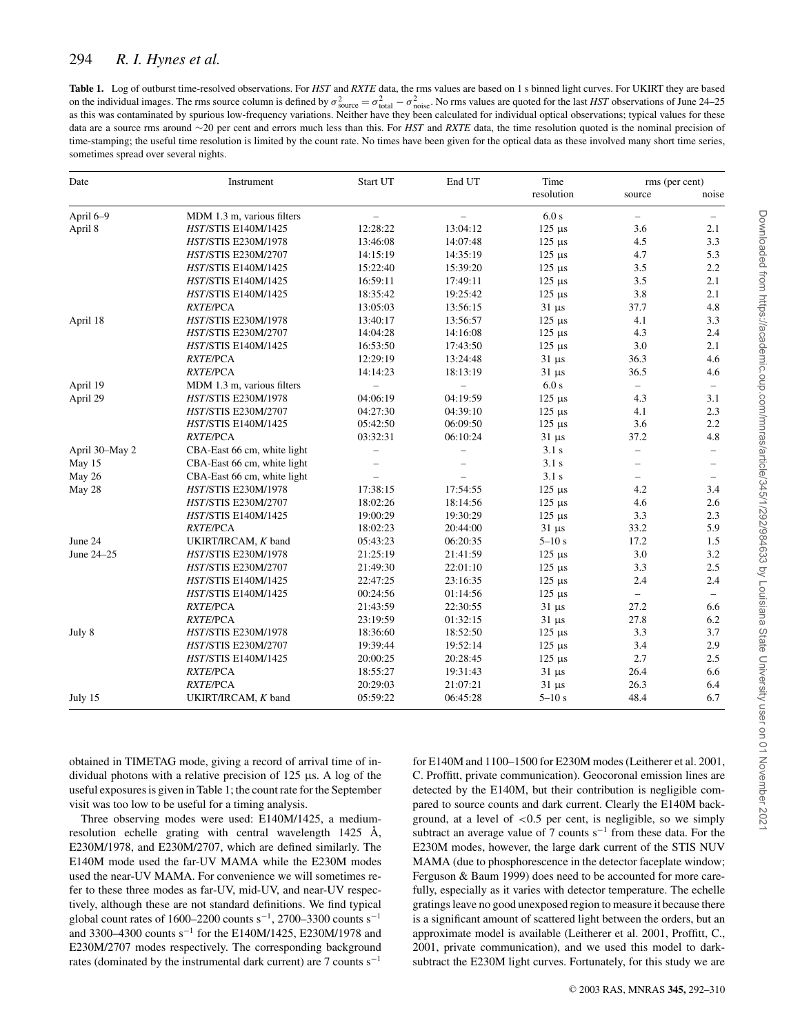**Table 1.** Log of outburst time-resolved observations. For *HST* and *RXTE* data, the rms values are based on 1 s binned light curves. For UKIRT they are based on the individual images. The rms source column is defined by $\sigma^2_{\rm source} = \sigma^2_{\rm total} - \sigma^2_{\rm noise}$. No rms values are quoted for the last *HST* observations of June 24–25 as this was contaminated by spurious low-frequency variations. Neither have they been calculated for individual optical observations; typical values for these data are a source rms around ∼20 per cent and errors much less than this. For *HST* and *RXTE* data, the time resolution quoted is the nominal precision of time-stamping; the useful time resolution is limited by the count rate. No times have been given for the optical data as these involved many short time series, sometimes spread over several nights.

| Date | Instrument | Start UT | End UT | Time resolution | rms (per cent) source | rms (per cent) noise |
|---|---|---|---|---|---|---|
| April 6–9 | MDM 1.3 m, various filters | – | – | 6.0 s | – | – |
| April 8 | *HST*/STIS E140M/1425 | 12:28:22 | 13:04:12 | 125 μs | 3.6 | 2.1 |
| | *HST*/STIS E230M/1978 | 13:46:08 | 14:07:48 | 125 μs | 4.5 | 3.3 |
| | *HST*/STIS E230M/2707 | 14:15:19 | 14:35:19 | 125 μs | 4.7 | 5.3 |
| | *HST*/STIS E140M/1425 | 15:22:40 | 15:39:20 | 125 μs | 3.5 | 2.2 |
| | *HST*/STIS E140M/1425 | 16:59:11 | 17:49:11 | 125 μs | 3.5 | 2.1 |
| | *HST*/STIS E140M/1425 | 18:35:42 | 19:25:42 | 125 μs | 3.8 | 2.1 |
| | *RXTE*/PCA | 13:05:03 | 13:56:15 | 31 μs | 37.7 | 4.8 |
| April 18 | *HST*/STIS E230M/1978 | 13:40:17 | 13:56:57 | 125 μs | 4.1 | 3.3 |
| | *HST*/STIS E230M/2707 | 14:04:28 | 14:16:08 | 125 μs | 4.3 | 2.4 |
| | *HST*/STIS E140M/1425 | 16:53:50 | 17:43:50 | 125 μs | 3.0 | 2.1 |
| | *RXTE*/PCA | 12:29:19 | 13:24:48 | 31 μs | 36.3 | 4.6 |
| | *RXTE*/PCA | 14:14:23 | 18:13:19 | 31 μs | 36.5 | 4.6 |
| April 19 | MDM 1.3 m, various filters | – | – | 6.0 s | – | – |
| April 29 | *HST*/STIS E230M/1978 | 04:06:19 | 04:19:59 | 125 μs | 4.3 | 3.1 |
| | *HST*/STIS E230M/2707 | 04:27:30 | 04:39:10 | 125 μs | 4.1 | 2.3 |
| | *HST*/STIS E140M/1425 | 05:42:50 | 06:09:50 | 125 μs | 3.6 | 2.2 |
| | *RXTE*/PCA | 03:32:31 | 06:10:24 | 31 μs | 37.2 | 4.8 |
| April 30–May 2 | CBA-East 66 cm, white light | – | – | 3.1 s | – | – |
| May 15 | CBA-East 66 cm, white light | – | – | 3.1 s | – | – |
| May 26 | CBA-East 66 cm, white light | – | – | 3.1 s | – | – |
| May 28 | *HST*/STIS E230M/1978 | 17:38:15 | 17:54:55 | 125 μs | 4.2 | 3.4 |
| | *HST*/STIS E230M/2707 | 18:02:26 | 18:14:56 | 125 μs | 4.6 | 2.6 |
| | *HST*/STIS E140M/1425 | 19:00:29 | 19:30:29 | 125 μs | 3.3 | 2.3 |
| | *RXTE*/PCA | 18:02:23 | 20:44:00 | 31 μs | 33.2 | 5.9 |
| June 24 | UKIRT/IRCAM, *K* band | 05:43:23 | 06:20:35 | 5–10 s | 17.2 | 1.5 |
| June 24–25 | *HST*/STIS E230M/1978 | 21:25:19 | 21:41:59 | 125 μs | 3.0 | 3.2 |
| | *HST*/STIS E230M/2707 | 21:49:30 | 22:01:10 | 125 μs | 3.3 | 2.5 |
| | *HST*/STIS E140M/1425 | 22:47:25 | 23:16:35 | 125 μs | 2.4 | 2.4 |
| | *HST*/STIS E140M/1425 | 00:24:56 | 01:14:56 | 125 μs | – | – |
| | *RXTE*/PCA | 21:43:59 | 22:30:55 | 31 μs | 27.2 | 6.6 |
| | *RXTE*/PCA | 23:19:59 | 01:32:15 | 31 μs | 27.8 | 6.2 |
| July 8 | *HST*/STIS E230M/1978 | 18:36:60 | 18:52:50 | 125 μs | 3.3 | 3.7 |
| | *HST*/STIS E230M/2707 | 19:39:44 | 19:52:14 | 125 μs | 3.4 | 2.9 |
| | *HST*/STIS E140M/1425 | 20:00:25 | 20:28:45 | 125 μs | 2.7 | 2.5 |
| | *RXTE*/PCA | 18:55:27 | 19:31:43 | 31 μs | 26.4 | 6.6 |
| | *RXTE*/PCA | 20:29:03 | 21:07:21 | 31 μs | 26.3 | 6.4 |
| July 15 | UKIRT/IRCAM, *K* band | 05:59:22 | 06:45:28 | 5–10 s | 48.4 | 6.7 |

obtained in TIMETAG mode, giving a record of arrival time of individual photons with a relative precision of 125 μs. A log of the useful exposures is given in Table 1; the count rate for the September visit was too low to be useful for a timing analysis.

Three observing modes were used: E140M/1425, a medium-resolution echelle grating with central wavelength 1425 Å, E230M/1978, and E230M/2707, which are defined similarly. The E140M mode used the far-UV MAMA while the E230M modes used the near-UV MAMA. For convenience we will sometimes refer to these three modes as far-UV, mid-UV, and near-UV respectively, although these are not standard definitions. We find typical global count rates of 1600–2200 counts s$^{-1}$, 2700–3300 counts s$^{-1}$ and 3300–4300 counts s$^{-1}$ for the E140M/1425, E230M/1978 and E230M/2707 modes respectively. The corresponding background rates (dominated by the instrumental dark current) are 7 counts s$^{-1}$ for E140M and 1100–1500 for E230M modes (Leitherer et al. 2001, C. Proffitt, private communication). Geocoronal emission lines are detected by the E140M, but their contribution is negligible compared to source counts and dark current. Clearly the E140M background, at a level of <0.5 per cent, is negligible, so we simply subtract an average value of 7 counts s$^{-1}$ from these data. For the E230M modes, however, the large dark current of the STIS NUV MAMA (due to phosphorescence in the detector faceplate window; Ferguson & Baum 1999) does need to be accounted for more carefully, especially as it varies with detector temperature. The echelle gratings leave no good unexposed region to measure it because there is a significant amount of scattered light between the orders, but an approximate model is available (Leitherer et al. 2001, Proffitt, C., 2001, private communication), and we used this model to dark-subtract the E230M light curves. Fortunately, for this study we are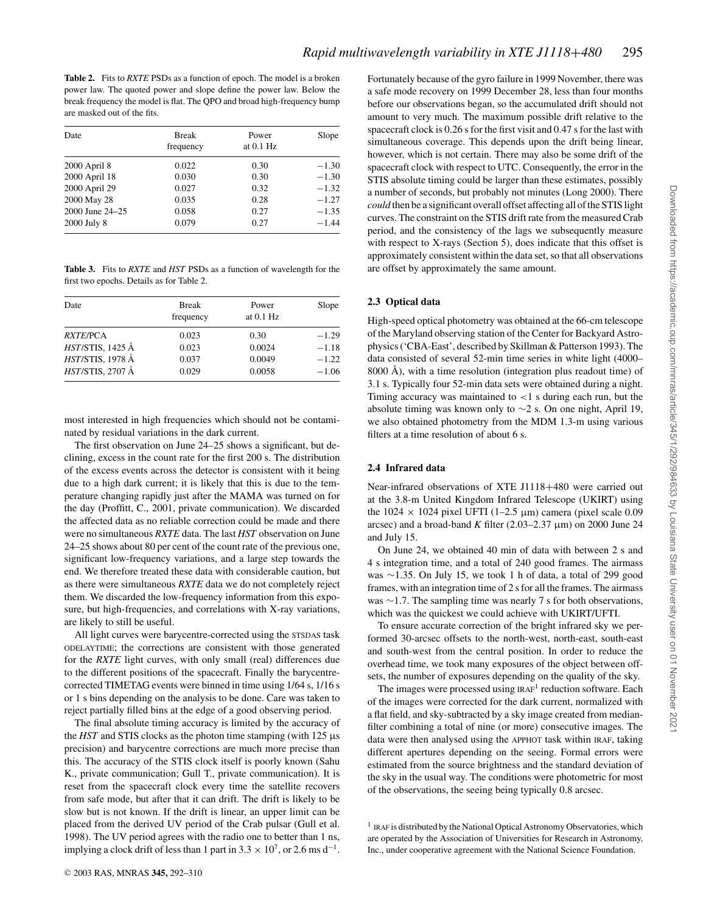**Table 2.** Fits to *RXTE* PSDs as a function of epoch. The model is a broken power law. The quoted power and slope define the power law. Below the break frequency the model is flat. The QPO and broad high-frequency bump are masked out of the fits.

| Date | Break frequency | Power at 0.1 Hz | Slope |
|---|---|---|---|
| 2000 April 8 | 0.022 | 0.30 | −1.30 |
| 2000 April 18 | 0.030 | 0.30 | −1.30 |
| 2000 April 29 | 0.027 | 0.32 | −1.32 |
| 2000 May 28 | 0.035 | 0.28 | −1.27 |
| 2000 June 24–25 | 0.058 | 0.27 | −1.35 |
| 2000 July 8 | 0.079 | 0.27 | −1.44 |

**Table 3.** Fits to *RXTE* and *HST* PSDs as a function of wavelength for the first two epochs. Details as for Table 2.

| Date | Break frequency | Power at 0.1 Hz | Slope |
|---|---|---|---|
| *RXTE*/PCA | 0.023 | 0.30 | −1.29 |
| *HST*/STIS, 1425 Å | 0.023 | 0.0024 | −1.18 |
| *HST*/STIS, 1978 Å | 0.037 | 0.0049 | −1.22 |
| *HST*/STIS, 2707 Å | 0.029 | 0.0058 | −1.06 |

most interested in high frequencies which should not be contaminated by residual variations in the dark current.

The first observation on June 24–25 shows a significant, but declining, excess in the count rate for the first 200 s. The distribution of the excess events across the detector is consistent with it being due to a high dark current; it is likely that this is due to the temperature changing rapidly just after the MAMA was turned on for the day (Proffitt, C., 2001, private communication). We discarded the affected data as no reliable correction could be made and there were no simultaneous *RXTE* data. The last *HST* observation on June 24–25 shows about 80 per cent of the count rate of the previous one, significant low-frequency variations, and a large step towards the end. We therefore treated these data with considerable caution, but as there were simultaneous *RXTE* data we do not completely reject them. We discarded the low-frequency information from this exposure, but high-frequencies, and correlations with X-ray variations, are likely to still be useful.

All light curves were barycentre-corrected using the STSDAS task ODELAYTIME; the corrections are consistent with those generated for the *RXTE* light curves, with only small (real) differences due to the different positions of the spacecraft. Finally the barycentre-corrected TIMETAG events were binned in time using 1/64 s, 1/16 s or 1 s bins depending on the analysis to be done. Care was taken to reject partially filled bins at the edge of a good observing period.

The final absolute timing accuracy is limited by the accuracy of the *HST* and STIS clocks as the photon time stamping (with 125 μs precision) and barycentre corrections are much more precise than this. The accuracy of the STIS clock itself is poorly known (Sahu K., private communication; Gull T., private communication). It is reset from the spacecraft clock every time the satellite recovers from safe mode, but after that it can drift. The drift is likely to be slow but is not known. If the drift is linear, an upper limit can be placed from the derived UV period of the Crab pulsar (Gull et al. 1998). The UV period agrees with the radio one to better than 1 ns, implying a clock drift of less than 1 part in $3.3 \times 10^7$, or 2.6 ms $d^{-1}$. Fortunately because of the gyro failure in 1999 November, there was a safe mode recovery on 1999 December 28, less than four months before our observations began, so the accumulated drift should not amount to very much. The maximum possible drift relative to the spacecraft clock is 0.26 s for the first visit and 0.47 s for the last with simultaneous coverage. This depends upon the drift being linear, however, which is not certain. There may also be some drift of the spacecraft clock with respect to UTC. Consequently, the error in the STIS absolute timing could be larger than these estimates, possibly a number of seconds, but probably not minutes (Long 2000). There *could* then be a significant overall offset affecting all of the STIS light curves. The constraint on the STIS drift rate from the measured Crab period, and the consistency of the lags we subsequently measure with respect to X-rays (Section 5), does indicate that this offset is approximately consistent within the data set, so that all observations are offset by approximately the same amount.

### 2.3 Optical data

High-speed optical photometry was obtained at the 66-cm telescope of the Maryland observing station of the Center for Backyard Astrophysics ('CBA-East', described by Skillman & Patterson 1993). The data consisted of several 52-min time series in white light (4000–8000 Å), with a time resolution (integration plus readout time) of 3.1 s. Typically four 52-min data sets were obtained during a night. Timing accuracy was maintained to <1 s during each run, but the absolute timing was known only to ∼2 s. On one night, April 19, we also obtained photometry from the MDM 1.3-m using various filters at a time resolution of about 6 s.

### 2.4 Infrared data

Near-infrared observations of XTE J1118+480 were carried out at the 3.8-m United Kingdom Infrared Telescope (UKIRT) using the 1024 × 1024 pixel UFTI (1–2.5 μm) camera (pixel scale 0.09 arcsec) and a broad-band *K* filter (2.03–2.37 μm) on 2000 June 24 and July 15.

On June 24, we obtained 40 min of data with between 2 s and 4 s integration time, and a total of 240 good frames. The airmass was ∼1.35. On July 15, we took 1 h of data, a total of 299 good frames, with an integration time of 2 s for all the frames. The airmass was ∼1.7. The sampling time was nearly 7 s for both observations, which was the quickest we could achieve with UKIRT/UFTI.

To ensure accurate correction of the bright infrared sky we performed 30-arcsec offsets to the north-west, north-east, south-east and south-west from the central position. In order to reduce the overhead time, we took many exposures of the object between offsets, the number of exposures depending on the quality of the sky.

The images were processed using IRAF[1] reduction software. Each of the images were corrected for the dark current, normalized with a flat field, and sky-subtracted by a sky image created from median-filter combining a total of nine (or more) consecutive images. The data were then analysed using the APPHOT task within IRAF, taking different apertures depending on the seeing. Formal errors were estimated from the source brightness and the standard deviation of the sky in the usual way. The conditions were photometric for most of the observations, the seeing being typically 0.8 arcsec.

[1] IRAF is distributed by the National Optical Astronomy Observatories, which are operated by the Association of Universities for Research in Astronomy, Inc., under cooperative agreement with the National Science Foundation.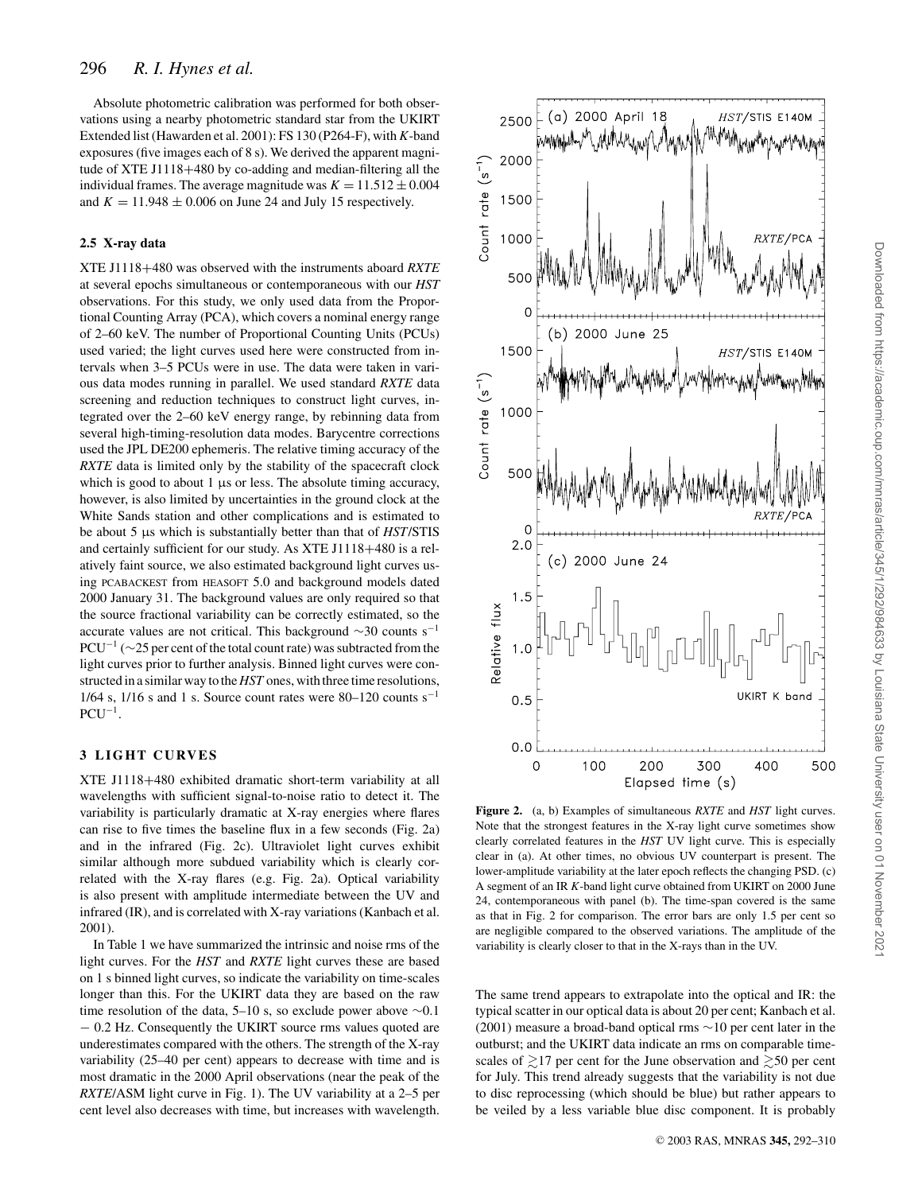Absolute photometric calibration was performed for both observations using a nearby photometric standard star from the UKIRT Extended list (Hawarden et al. 2001): FS 130 (P264-F), with *K*-band exposures (five images each of 8 s). We derived the apparent magnitude of XTE J1118+480 by co-adding and median-filtering all the individual frames. The average magnitude was $K = 11.512 \pm 0.004$ and $K = 11.948 \pm 0.006$ on June 24 and July 15 respectively.

### 2.5 X-ray data

XTE J1118+480 was observed with the instruments aboard *RXTE* at several epochs simultaneous or contemporaneous with our *HST* observations. For this study, we only used data from the Proportional Counting Array (PCA), which covers a nominal energy range of 2–60 keV. The number of Proportional Counting Units (PCUs) used varied; the light curves used here were constructed from intervals when 3–5 PCUs were in use. The data were taken in various data modes running in parallel. We used standard *RXTE* data screening and reduction techniques to construct light curves, integrated over the 2–60 keV energy range, by rebinning data from several high-timing-resolution data modes. Barycentre corrections used the JPL DE200 ephemeris. The relative timing accuracy of the *RXTE* data is limited only by the stability of the spacecraft clock which is good to about 1 μs or less. The absolute timing accuracy, however, is also limited by uncertainties in the ground clock at the White Sands station and other complications and is estimated to be about 5 μs which is substantially better than that of *HST*/STIS and certainly sufficient for our study. As XTE J1118+480 is a relatively faint source, we also estimated background light curves using PCABACKEST from HEASOFT 5.0 and background models dated 2000 January 31. The background values are only required so that the source fractional variability can be correctly estimated, so the accurate values are not critical. This background $\sim$30 counts $s^{-1}$ $PCU^{-1}$ ($\sim$25 per cent of the total count rate) was subtracted from the light curves prior to further analysis. Binned light curves were constructed in a similar way to the *HST* ones, with three time resolutions, 1/64 s, 1/16 s and 1 s. Source count rates were 80–120 counts $s^{-1}$ $PCU^{-1}$.

## 3 LIGHT CURVES

XTE J1118+480 exhibited dramatic short-term variability at all wavelengths with sufficient signal-to-noise ratio to detect it. The variability is particularly dramatic at X-ray energies where flares can rise to five times the baseline flux in a few seconds (Fig. 2a) and in the infrared (Fig. 2c). Ultraviolet light curves exhibit similar although more subdued variability which is clearly correlated with the X-ray flares (e.g. Fig. 2a). Optical variability is also present with amplitude intermediate between the UV and infrared (IR), and is correlated with X-ray variations (Kanbach et al. 2001).

In Table 1 we have summarized the intrinsic and noise rms of the light curves. For the *HST* and *RXTE* light curves these are based on 1 s binned light curves, so indicate the variability on time-scales longer than this. For the UKIRT data they are based on the raw time resolution of the data, 5–10 s, so exclude power above $\sim$0.1 − 0.2 Hz. Consequently the UKIRT source rms values quoted are underestimates compared with the others. The strength of the X-ray variability (25–40 per cent) appears to decrease with time and is most dramatic in the 2000 April observations (near the peak of the *RXTE*/ASM light curve in Fig. 1). The UV variability at a 2–5 per cent level also decreases with time, but increases with wavelength.

**Figure 2.** (a, b) Examples of simultaneous *RXTE* and *HST* light curves. Note that the strongest features in the X-ray light curve sometimes show clearly correlated features in the *HST* UV light curve. This is especially clear in (a). At other times, no obvious UV counterpart is present. The lower-amplitude variability at the later epoch reflects the changing PSD. (c) A segment of an IR *K*-band light curve obtained from UKIRT on 2000 June 24, contemporaneous with panel (b). The time-span covered is the same as that in Fig. 2 for comparison. The error bars are only 1.5 per cent so are negligible compared to the observed variations. The amplitude of the variability is clearly closer to that in the X-rays than in the UV.

The same trend appears to extrapolate into the optical and IR: the typical scatter in our optical data is about 20 per cent; Kanbach et al. (2001) measure a broad-band optical rms $\sim$10 per cent later in the outburst; and the UKIRT data indicate an rms on comparable time-scales of $\gtrsim$17 per cent for the June observation and $\gtrsim$50 per cent for July. This trend already suggests that the variability is not due to disc reprocessing (which should be blue) but rather appears to be veiled by a less variable blue disc component. It is probably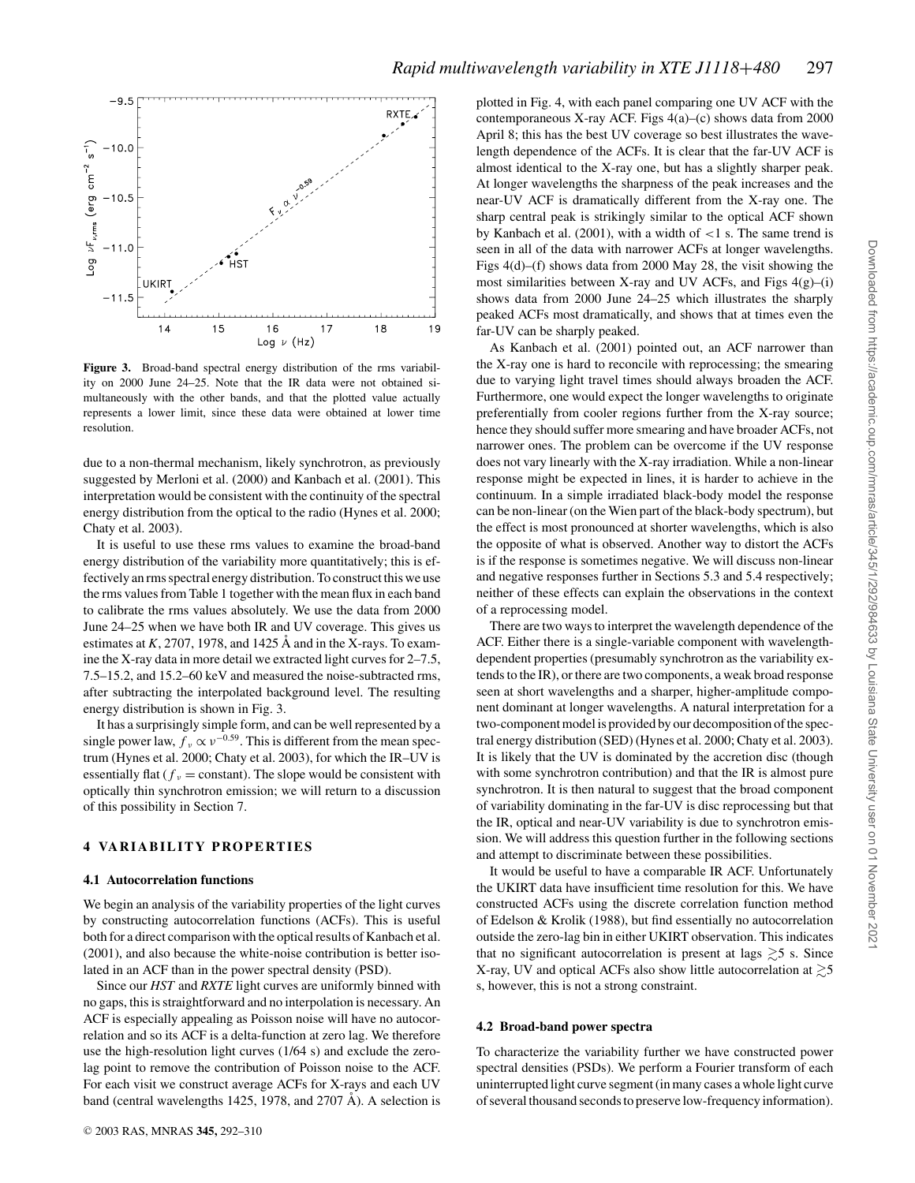**Figure 3.** Broad-band spectral energy distribution of the rms variability on 2000 June 24–25. Note that the IR data were not obtained simultaneously with the other bands, and that the plotted value actually represents a lower limit, since these data were obtained at lower time resolution.

due to a non-thermal mechanism, likely synchrotron, as previously suggested by Merloni et al. (2000) and Kanbach et al. (2001). This interpretation would be consistent with the continuity of the spectral energy distribution from the optical to the radio (Hynes et al. 2000; Chaty et al. 2003).

It is useful to use these rms values to examine the broad-band energy distribution of the variability more quantitatively; this is effectively an rms spectral energy distribution. To construct this we use the rms values from Table 1 together with the mean flux in each band to calibrate the rms values absolutely. We use the data from 2000 June 24–25 when we have both IR and UV coverage. This gives us estimates at *K*, 2707, 1978, and 1425 Å and in the X-rays. To examine the X-ray data in more detail we extracted light curves for 2–7.5, 7.5–15.2, and 15.2–60 keV and measured the noise-subtracted rms, after subtracting the interpolated background level. The resulting energy distribution is shown in Fig. 3.

It has a surprisingly simple form, and can be well represented by a single power law, $f_\nu \propto \nu^{-0.59}$. This is different from the mean spectrum (Hynes et al. 2000; Chaty et al. 2003), for which the IR–UV is essentially flat ($f_\nu$ = constant). The slope would be consistent with optically thin synchrotron emission; we will return to a discussion of this possibility in Section 7.

## 4 VARIABILITY PROPERTIES

### 4.1 Autocorrelation functions

We begin an analysis of the variability properties of the light curves by constructing autocorrelation functions (ACFs). This is useful both for a direct comparison with the optical results of Kanbach et al. (2001), and also because the white-noise contribution is better isolated in an ACF than in the power spectral density (PSD).

Since our *HST* and *RXTE* light curves are uniformly binned with no gaps, this is straightforward and no interpolation is necessary. An ACF is especially appealing as Poisson noise will have no autocorrelation and so its ACF is a delta-function at zero lag. We therefore use the high-resolution light curves (1/64 s) and exclude the zero-lag point to remove the contribution of Poisson noise to the ACF. For each visit we construct average ACFs for X-rays and each UV band (central wavelengths 1425, 1978, and 2707 Å). A selection is plotted in Fig. 4, with each panel comparing one UV ACF with the contemporaneous X-ray ACF. Figs 4(a)–(c) shows data from 2000 April 8; this has the best UV coverage so best illustrates the wavelength dependence of the ACFs. It is clear that the far-UV ACF is almost identical to the X-ray one, but has a slightly sharper peak. At longer wavelengths the sharpness of the peak increases and the near-UV ACF is dramatically different from the X-ray one. The sharp central peak is strikingly similar to the optical ACF shown by Kanbach et al. (2001), with a width of <1 s. The same trend is seen in all of the data with narrower ACFs at longer wavelengths. Figs 4(d)–(f) shows data from 2000 May 28, the visit showing the most similarities between X-ray and UV ACFs, and Figs 4(g)–(i) shows data from 2000 June 24–25 which illustrates the sharply peaked ACFs most dramatically, and shows that at times even the far-UV can be sharply peaked.

As Kanbach et al. (2001) pointed out, an ACF narrower than the X-ray one is hard to reconcile with reprocessing; the smearing due to varying light travel times should always broaden the ACF. Furthermore, one would expect the longer wavelengths to originate preferentially from cooler regions further from the X-ray source; hence they should suffer more smearing and have broader ACFs, not narrower ones. The problem can be overcome if the UV response does not vary linearly with the X-ray irradiation. While a non-linear response might be expected in lines, it is harder to achieve in the continuum. In a simple irradiated black-body model the response can be non-linear (on the Wien part of the black-body spectrum), but the effect is most pronounced at shorter wavelengths, which is also the opposite of what is observed. Another way to distort the ACFs is if the response is sometimes negative. We will discuss non-linear and negative responses further in Sections 5.3 and 5.4 respectively; neither of these effects can explain the observations in the context of a reprocessing model.

There are two ways to interpret the wavelength dependence of the ACF. Either there is a single-variable component with wavelength-dependent properties (presumably synchrotron as the variability extends to the IR), or there are two components, a weak broad response seen at short wavelengths and a sharper, higher-amplitude component dominant at longer wavelengths. A natural interpretation for a two-component model is provided by our decomposition of the spectral energy distribution (SED) (Hynes et al. 2000; Chaty et al. 2003). It is likely that the UV is dominated by the accretion disc (though with some synchrotron contribution) and that the IR is almost pure synchrotron. It is then natural to suggest that the broad component of variability dominating in the far-UV is disc reprocessing but that the IR, optical and near-UV variability is due to synchrotron emission. We will address this question further in the following sections and attempt to discriminate between these possibilities.

It would be useful to have a comparable IR ACF. Unfortunately the UKIRT data have insufficient time resolution for this. We have constructed ACFs using the discrete correlation function method of Edelson & Krolik (1988), but find essentially no autocorrelation outside the zero-lag bin in either UKIRT observation. This indicates that no significant autocorrelation is present at lags $\gtrsim$5 s. Since X-ray, UV and optical ACFs also show little autocorrelation at $\gtrsim$5 s, however, this is not a strong constraint.

### 4.2 Broad-band power spectra

To characterize the variability further we have constructed power spectral densities (PSDs). We perform a Fourier transform of each uninterrupted light curve segment (in many cases a whole light curve of several thousand seconds to preserve low-frequency information).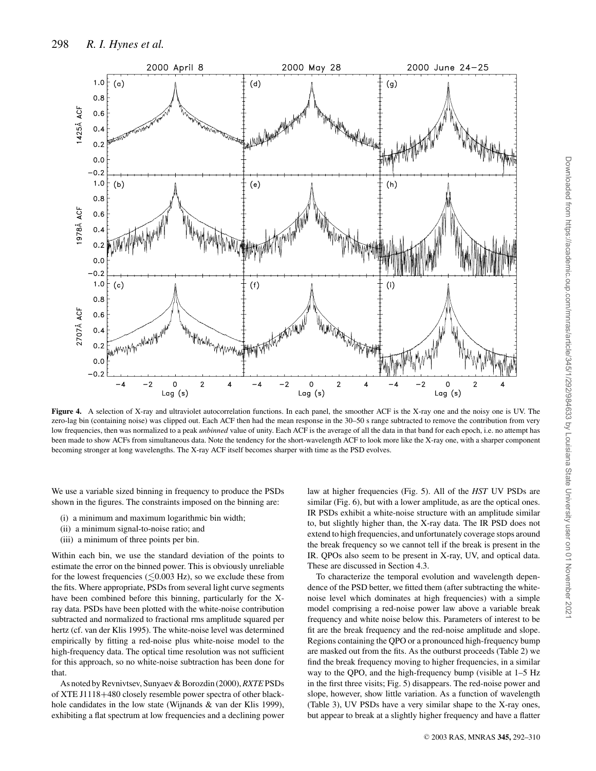**Figure 4.** A selection of X-ray and ultraviolet autocorrelation functions. In each panel, the smoother ACF is the X-ray one and the noisy one is UV. The zero-lag bin (containing noise) was clipped out. Each ACF then had the mean response in the 30–50 s range subtracted to remove the contribution from very low frequencies, then was normalized to a peak *unbinned* value of unity. Each ACF is the average of all the data in that band for each epoch, i.e. no attempt has been made to show ACFs from simultaneous data. Note the tendency for the short-wavelength ACF to look more like the X-ray one, with a sharper component becoming stronger at long wavelengths. The X-ray ACF itself becomes sharper with time as the PSD evolves.

We use a variable sized binning in frequency to produce the PSDs shown in the figures. The constraints imposed on the binning are:

(i) a minimum and maximum logarithmic bin width;
(ii) a minimum signal-to-noise ratio; and
(iii) a minimum of three points per bin.

Within each bin, we use the standard deviation of the points to estimate the error on the binned power. This is obviously unreliable for the lowest frequencies ($\lesssim$0.003 Hz), so we exclude these from the fits. Where appropriate, PSDs from several light curve segments have been combined before this binning, particularly for the X-ray data. PSDs have been plotted with the white-noise contribution subtracted and normalized to fractional rms amplitude squared per hertz (cf. van der Klis 1995). The white-noise level was determined empirically by fitting a red-noise plus white-noise model to the high-frequency data. The optical time resolution was not sufficient for this approach, so no white-noise subtraction has been done for that.

As noted by Revnivtsev, Sunyaev & Borozdin (2000), *RXTE* PSDs of XTE J1118+480 closely resemble power spectra of other black-hole candidates in the low state (Wijnands & van der Klis 1999), exhibiting a flat spectrum at low frequencies and a declining power law at higher frequencies (Fig. 5). All of the *HST* UV PSDs are similar (Fig. 6), but with a lower amplitude, as are the optical ones. IR PSDs exhibit a white-noise structure with an amplitude similar to, but slightly higher than, the X-ray data. The IR PSD does not extend to high frequencies, and unfortunately coverage stops around the break frequency so we cannot tell if the break is present in the IR. QPOs also seem to be present in X-ray, UV, and optical data. These are discussed in Section 4.3.

To characterize the temporal evolution and wavelength dependence of the PSD better, we fitted them (after subtracting the white-noise level which dominates at high frequencies) with a simple model comprising a red-noise power law above a variable break frequency and white noise below this. Parameters of interest to be fit are the break frequency and the red-noise amplitude and slope. Regions containing the QPO or a pronounced high-frequency bump are masked out from the fits. As the outburst proceeds (Table 2) we find the break frequency moving to higher frequencies, in a similar way to the QPO, and the high-frequency bump (visible at 1–5 Hz in the first three visits; Fig. 5) disappears. The red-noise power and slope, however, show little variation. As a function of wavelength (Table 3), UV PSDs have a very similar shape to the X-ray ones, but appear to break at a slightly higher frequency and have a flatter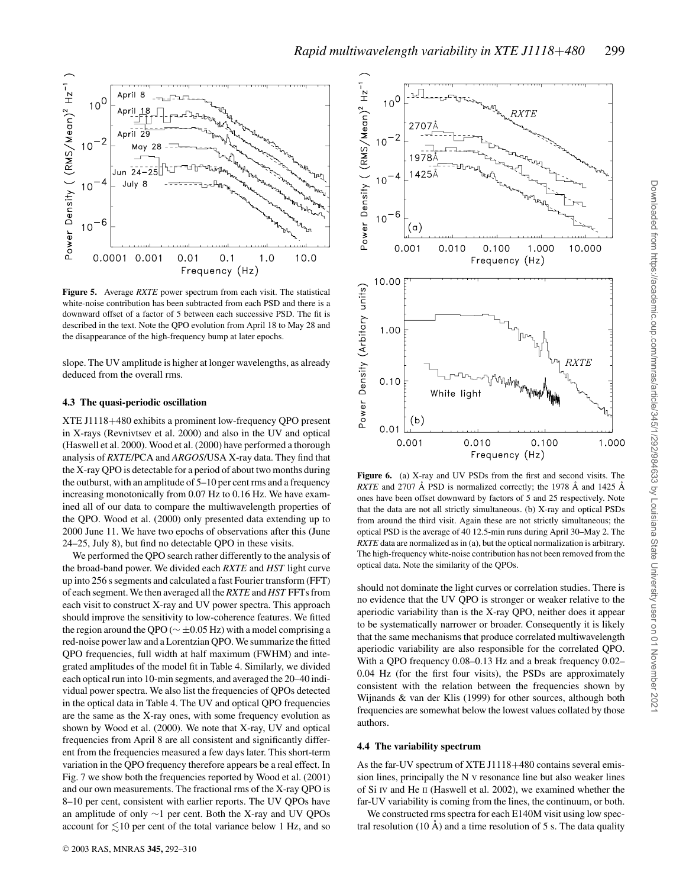**Figure 5.** Average *RXTE* power spectrum from each visit. The statistical white-noise contribution has been subtracted from each PSD and there is a downward offset of a factor of 5 between each successive PSD. The fit is described in the text. Note the QPO evolution from April 18 to May 28 and the disappearance of the high-frequency bump at later epochs.

slope. The UV amplitude is higher at longer wavelengths, as already deduced from the overall rms.

### 4.3 The quasi-periodic oscillation

XTE J1118+480 exhibits a prominent low-frequency QPO present in X-rays (Revnivtsev et al. 2000) and also in the UV and optical (Haswell et al. 2000). Wood et al. (2000) have performed a thorough analysis of *RXTE*/PCA and *ARGOS*/USA X-ray data. They find that the X-ray QPO is detectable for a period of about two months during the outburst, with an amplitude of 5–10 per cent rms and a frequency increasing monotonically from 0.07 Hz to 0.16 Hz. We have examined all of our data to compare the multiwavelength properties of the QPO. Wood et al. (2000) only presented data extending up to 2000 June 11. We have two epochs of observations after this (June 24–25, July 8), but find no detectable QPO in these visits.

We performed the QPO search rather differently to the analysis of the broad-band power. We divided each *RXTE* and *HST* light curve up into 256 s segments and calculated a fast Fourier transform (FFT) of each segment. We then averaged all the *RXTE* and *HST* FFTs from each visit to construct X-ray and UV power spectra. This approach should improve the sensitivity to low-coherence features. We fitted the region around the QPO ($\sim \pm 0.05$ Hz) with a model comprising a red-noise power law and a Lorentzian QPO. We summarize the fitted QPO frequencies, full width at half maximum (FWHM) and integrated amplitudes of the model fit in Table 4. Similarly, we divided each optical run into 10-min segments, and averaged the 20–40 individual power spectra. We also list the frequencies of QPOs detected in the optical data in Table 4. The UV and optical QPO frequencies are the same as the X-ray ones, with some frequency evolution as shown by Wood et al. (2000). We note that X-ray, UV and optical frequencies from April 8 are all consistent and significantly different from the frequencies measured a few days later. This short-term variation in the QPO frequency therefore appears be a real effect. In Fig. 7 we show both the frequencies reported by Wood et al. (2001) and our own measurements. The fractional rms of the X-ray QPO is 8–10 per cent, consistent with earlier reports. The UV QPOs have an amplitude of only $\sim$1 per cent. Both the X-ray and UV QPOs account for $\lesssim$10 per cent of the total variance below 1 Hz, and so should not dominate the light curves or correlation studies. There is no evidence that the UV QPO is stronger or weaker relative to the aperiodic variability than is the X-ray QPO, neither does it appear to be systematically narrower or broader. Consequently it is likely that the same mechanisms that produce correlated multiwavelength aperiodic variability are also responsible for the correlated QPO. With a QPO frequency 0.08–0.13 Hz and a break frequency 0.02–0.04 Hz (for the first four visits), the PSDs are approximately consistent with the relation between the frequencies shown by Wijnands & van der Klis (1999) for other sources, although both frequencies are somewhat below the lowest values collated by those authors.

**Figure 6.** (a) X-ray and UV PSDs from the first and second visits. The *RXTE* and 2707 Å PSD is normalized correctly; the 1978 Å and 1425 Å ones have been offset downward by factors of 5 and 25 respectively. Note that the data are not all strictly simultaneous. (b) X-ray and optical PSDs from around the third visit. Again these are not strictly simultaneous; the optical PSD is the average of 40 12.5-min runs during April 30–May 2. The *RXTE* data are normalized as in (a), but the optical normalization is arbitrary. The high-frequency white-noise contribution has not been removed from the optical data. Note the similarity of the QPOs.

### 4.4 The variability spectrum

As the far-UV spectrum of XTE J1118+480 contains several emission lines, principally the N V resonance line but also weaker lines of Si IV and He II (Haswell et al. 2002), we examined whether the far-UV variability is coming from the lines, the continuum, or both.

We constructed rms spectra for each E140M visit using low spectral resolution (10 Å) and a time resolution of 5 s. The data quality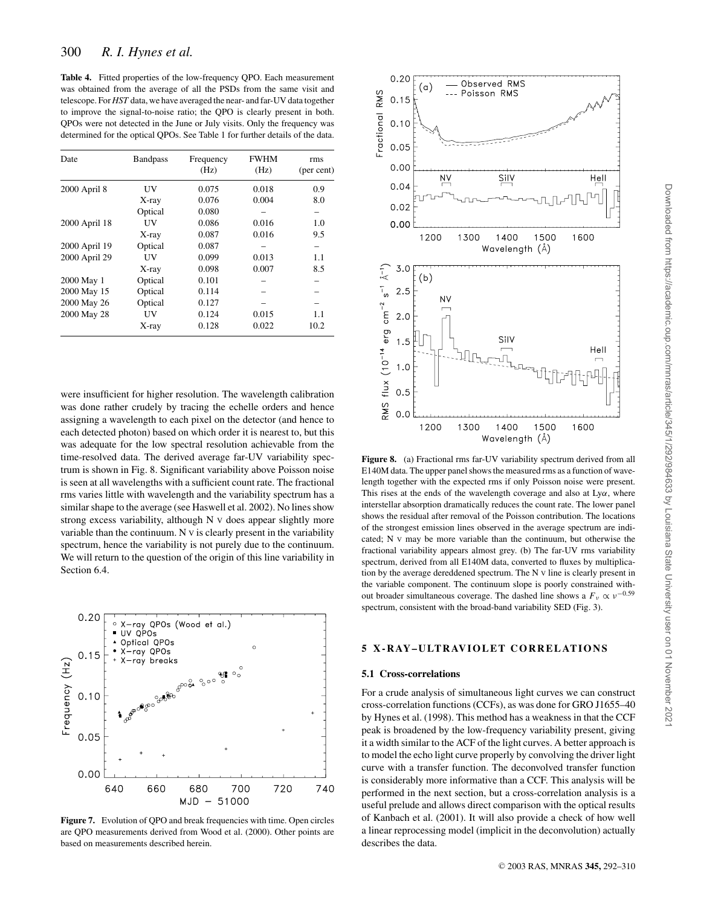**Table 4.** Fitted properties of the low-frequency QPO. Each measurement was obtained from the average of all the PSDs from the same visit and telescope. For *HST* data, we have averaged the near- and far-UV data together to improve the signal-to-noise ratio; the QPO is clearly present in both. QPOs were not detected in the June or July visits. Only the frequency was determined for the optical QPOs. See Table 1 for further details of the data.

| Date | Bandpass | Frequency (Hz) | FWHM (Hz) | rms (per cent) |
|---|---|---|---|---|
| 2000 April 8 | UV | 0.075 | 0.018 | 0.9 |
| | X-ray | 0.076 | 0.004 | 8.0 |
| | Optical | 0.080 | – | – |
| 2000 April 18 | UV | 0.086 | 0.016 | 1.0 |
| | X-ray | 0.087 | 0.016 | 9.5 |
| 2000 April 19 | Optical | 0.087 | – | – |
| 2000 April 29 | UV | 0.099 | 0.013 | 1.1 |
| | X-ray | 0.098 | 0.007 | 8.5 |
| 2000 May 1 | Optical | 0.101 | – | – |
| 2000 May 15 | Optical | 0.114 | – | – |
| 2000 May 26 | Optical | 0.127 | – | – |
| 2000 May 28 | UV | 0.124 | 0.015 | 1.1 |
| | X-ray | 0.128 | 0.022 | 10.2 |

were insufficient for higher resolution. The wavelength calibration was done rather crudely by tracing the echelle orders and hence assigning a wavelength to each pixel on the detector (and hence to each detected photon) based on which order it is nearest to, but this was adequate for the low spectral resolution achievable from the time-resolved data. The derived average far-UV variability spectrum is shown in Fig. 8. Significant variability above Poisson noise is seen at all wavelengths with a sufficient count rate. The fractional rms varies little with wavelength and the variability spectrum has a similar shape to the average (see Haswell et al. 2002). No lines show strong excess variability, although N V does appear slightly more variable than the continuum. N V is clearly present in the variability spectrum, hence the variability is not purely due to the continuum. We will return to the question of the origin of this line variability in Section 6.4.

**Figure 7.** Evolution of QPO and break frequencies with time. Open circles are QPO measurements derived from Wood et al. (2000). Other points are based on measurements described herein.

**Figure 8.** (a) Fractional rms far-UV variability spectrum derived from all E140M data. The upper panel shows the measured rms as a function of wavelength together with the expected rms if only Poisson noise were present. This rises at the ends of the wavelength coverage and also at Ly$\alpha$, where interstellar absorption dramatically reduces the count rate. The lower panel shows the residual after removal of the Poisson contribution. The locations of the strongest emission lines observed in the average spectrum are indicated; N V may be more variable than the continuum, but otherwise the fractional variability appears almost grey. (b) The far-UV rms variability spectrum, derived from all E140M data, converted to fluxes by multiplication by the average dereddened spectrum. The N V line is clearly present in the variable component. The continuum slope is poorly constrained without broader simultaneous coverage. The dashed line shows a $F_\nu \propto \nu^{-0.59}$ spectrum, consistent with the broad-band variability SED (Fig. 3).

## 5 X-RAY–ULTRAVIOLET CORRELATIONS

### 5.1 Cross-correlations

For a crude analysis of simultaneous light curves we can construct cross-correlation functions (CCFs), as was done for GRO J1655–40 by Hynes et al. (1998). This method has a weakness in that the CCF peak is broadened by the low-frequency variability present, giving it a width similar to the ACF of the light curves. A better approach is to model the echo light curve properly by convolving the driver light curve with a transfer function. The deconvolved transfer function is considerably more informative than a CCF. This analysis will be performed in the next section, but a cross-correlation analysis is a useful prelude and allows direct comparison with the optical results of Kanbach et al. (2001). It will also provide a check of how well a linear reprocessing model (implicit in the deconvolution) actually describes the data.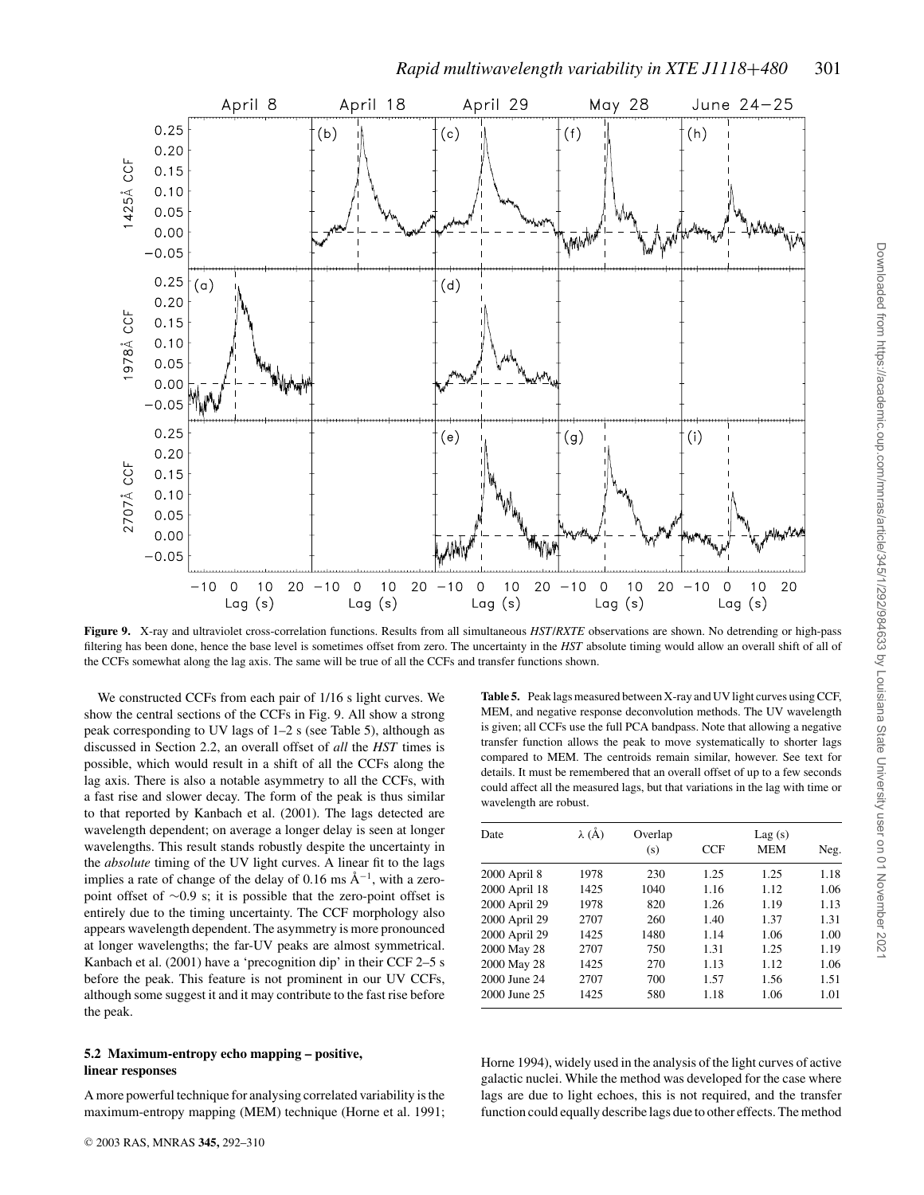**Figure 9.** X-ray and ultraviolet cross-correlation functions. Results from all simultaneous *HST*/*RXTE* observations are shown. No detrending or high-pass filtering has been done, hence the base level is sometimes offset from zero. The uncertainty in the *HST* absolute timing would allow an overall shift of all of the CCFs somewhat along the lag axis. The same will be true of all the CCFs and transfer functions shown.

We constructed CCFs from each pair of 1/16 s light curves. We show the central sections of the CCFs in Fig. 9. All show a strong peak corresponding to UV lags of 1–2 s (see Table 5), although as discussed in Section 2.2, an overall offset of *all* the *HST* times is possible, which would result in a shift of all the CCFs along the lag axis. There is also a notable asymmetry to all the CCFs, with a fast rise and slower decay. The form of the peak is thus similar to that reported by Kanbach et al. (2001). The lags detected are wavelength dependent; on average a longer delay is seen at longer wavelengths. This result stands robustly despite the uncertainty in the *absolute* timing of the UV light curves. A linear fit to the lags implies a rate of change of the delay of 0.16 ms Å$^{-1}$, with a zero-point offset of ∼0.9 s; it is possible that the zero-point offset is entirely due to the timing uncertainty. The CCF morphology also appears wavelength dependent. The asymmetry is more pronounced at longer wavelengths; the far-UV peaks are almost symmetrical. Kanbach et al. (2001) have a 'precognition dip' in their CCF 2–5 s before the peak. This feature is not prominent in our UV CCFs, although some suggest it and it may contribute to the fast rise before the peak.

**Table 5.** Peak lags measured between X-ray and UV light curves using CCF, MEM, and negative response deconvolution methods. The UV wavelength is given; all CCFs use the full PCA bandpass. Note that allowing a negative transfer function allows the peak to move systematically to shorter lags compared to MEM. The centroids remain similar, however. See text for details. It must be remembered that an overall offset of up to a few seconds could affect all the measured lags, but that variations in the lag with time or wavelength are robust.

| Date | λ (Å) | Overlap (s) | Lag (s) CCF | MEM | Neg. |
|---|---|---|---|---|---|
| 2000 April 8 | 1978 | 230 | 1.25 | 1.25 | 1.18 |
| 2000 April 18 | 1425 | 1040 | 1.16 | 1.12 | 1.06 |
| 2000 April 29 | 1978 | 820 | 1.26 | 1.19 | 1.13 |
| 2000 April 29 | 2707 | 260 | 1.40 | 1.37 | 1.31 |
| 2000 April 29 | 1425 | 1480 | 1.14 | 1.06 | 1.00 |
| 2000 May 28 | 2707 | 750 | 1.31 | 1.25 | 1.19 |
| 2000 May 28 | 1425 | 270 | 1.13 | 1.12 | 1.06 |
| 2000 June 24 | 2707 | 700 | 1.57 | 1.56 | 1.51 |
| 2000 June 25 | 1425 | 580 | 1.18 | 1.06 | 1.01 |

### 5.2 Maximum-entropy echo mapping – positive, linear responses

A more powerful technique for analysing correlated variability is the maximum-entropy mapping (MEM) technique (Horne et al. 1991; Horne 1994), widely used in the analysis of the light curves of active galactic nuclei. While the method was developed for the case where lags are due to light echoes, this is not required, and the transfer function could equally describe lags due to other effects. The method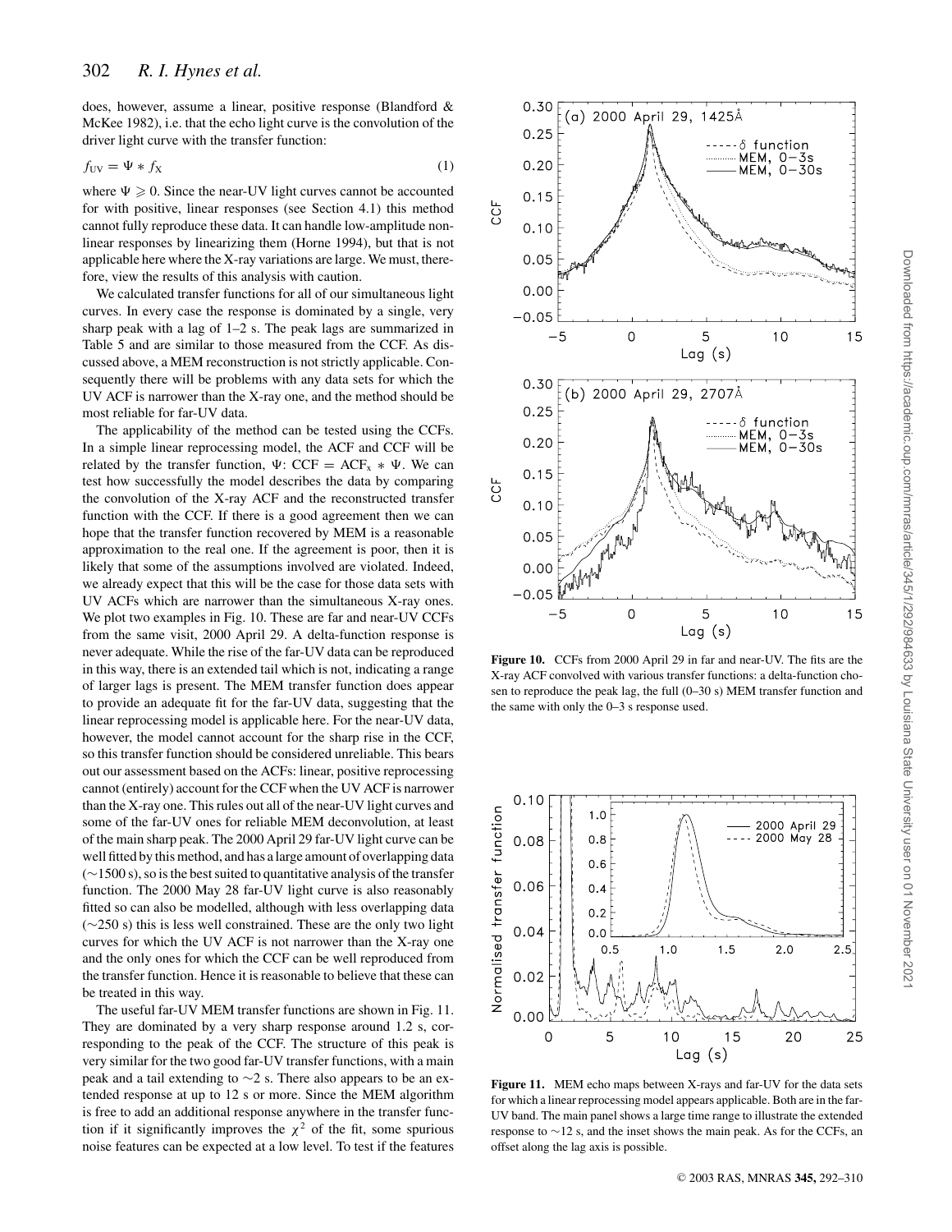does, however, assume a linear, positive response (Blandford & McKee 1982), i.e. that the echo light curve is the convolution of the driver light curve with the transfer function:

$$f_{\rm UV} = \Psi * f_{\rm X} \tag{1}$$

where $\Psi \geqslant 0$. Since the near-UV light curves cannot be accounted for with positive, linear responses (see Section 4.1) this method cannot fully reproduce these data. It can handle low-amplitude non-linear responses by linearizing them (Horne 1994), but that is not applicable here where the X-ray variations are large. We must, therefore, view the results of this analysis with caution.

We calculated transfer functions for all of our simultaneous light curves. In every case the response is dominated by a single, very sharp peak with a lag of 1–2 s. The peak lags are summarized in Table 5 and are similar to those measured from the CCF. As discussed above, a MEM reconstruction is not strictly applicable. Consequently there will be problems with any data sets for which the UV ACF is narrower than the X-ray one, and the method should be most reliable for far-UV data.

The applicability of the method can be tested using the CCFs. In a simple linear reprocessing model, the ACF and CCF will be related by the transfer function, $\Psi$: CCF = ACF$_{\rm x} * \Psi$. We can test how successfully the model describes the data by comparing the convolution of the X-ray ACF and the reconstructed transfer function with the CCF. If there is a good agreement then we can hope that the transfer function recovered by MEM is a reasonable approximation to the real one. If the agreement is poor, then it is likely that some of the assumptions involved are violated. Indeed, we already expect that this will be the case for those data sets with UV ACFs which are narrower than the simultaneous X-ray ones. We plot two examples in Fig. 10. These are far and near-UV CCFs from the same visit, 2000 April 29. A delta-function response is never adequate. While the rise of the far-UV data can be reproduced in this way, there is an extended tail which is not, indicating a range of larger lags is present. The MEM transfer function does appear to provide an adequate fit for the far-UV data, suggesting that the linear reprocessing model is applicable here. For the near-UV data, however, the model cannot account for the sharp rise in the CCF, so this transfer function should be considered unreliable. This bears out our assessment based on the ACFs: linear, positive reprocessing cannot (entirely) account for the CCF when the UV ACF is narrower than the X-ray one. This rules out all of the near-UV light curves and some of the far-UV ones for reliable MEM deconvolution, at least of the main sharp peak. The 2000 April 29 far-UV light curve can be well fitted by this method, and has a large amount of overlapping data (∼1500 s), so is the best suited to quantitative analysis of the transfer function. The 2000 May 28 far-UV light curve is also reasonably fitted so can also be modelled, although with less overlapping data (∼250 s) this is less well constrained. These are the only two light curves for which the UV ACF is not narrower than the X-ray one and the only ones for which the CCF can be well reproduced from the transfer function. Hence it is reasonable to believe that these can be treated in this way.

The useful far-UV MEM transfer functions are shown in Fig. 11. They are dominated by a very sharp response around 1.2 s, corresponding to the peak of the CCF. The structure of this peak is very similar for the two good far-UV transfer functions, with a main peak and a tail extending to ∼2 s. There also appears to be an extended response at up to 12 s or more. Since the MEM algorithm is free to add an additional response anywhere in the transfer function if it significantly improves the $\chi^2$ of the fit, some spurious noise features can be expected at a low level. To test if the features

(a) 2000 April 29, 1425Å
δ function
MEM, 0–3s
MEM, 0–30s
CCF
Lag (s)

(b) 2000 April 29, 2707Å
δ function
MEM, 0–3s
MEM, 0–30s
CCF
Lag (s)

**Figure 10.** CCFs from 2000 April 29 in far and near-UV. The fits are the X-ray ACF convolved with various transfer functions: a delta-function chosen to reproduce the peak lag, the full (0–30 s) MEM transfer function and the same with only the 0–3 s response used.

Normalised transfer function
Lag (s)
2000 April 29
2000 May 28

**Figure 11.** MEM echo maps between X-rays and far-UV for the data sets for which a linear reprocessing model appears applicable. Both are in the far-UV band. The main panel shows a large time range to illustrate the extended response to ∼12 s, and the inset shows the main peak. As for the CCFs, an offset along the lag axis is possible.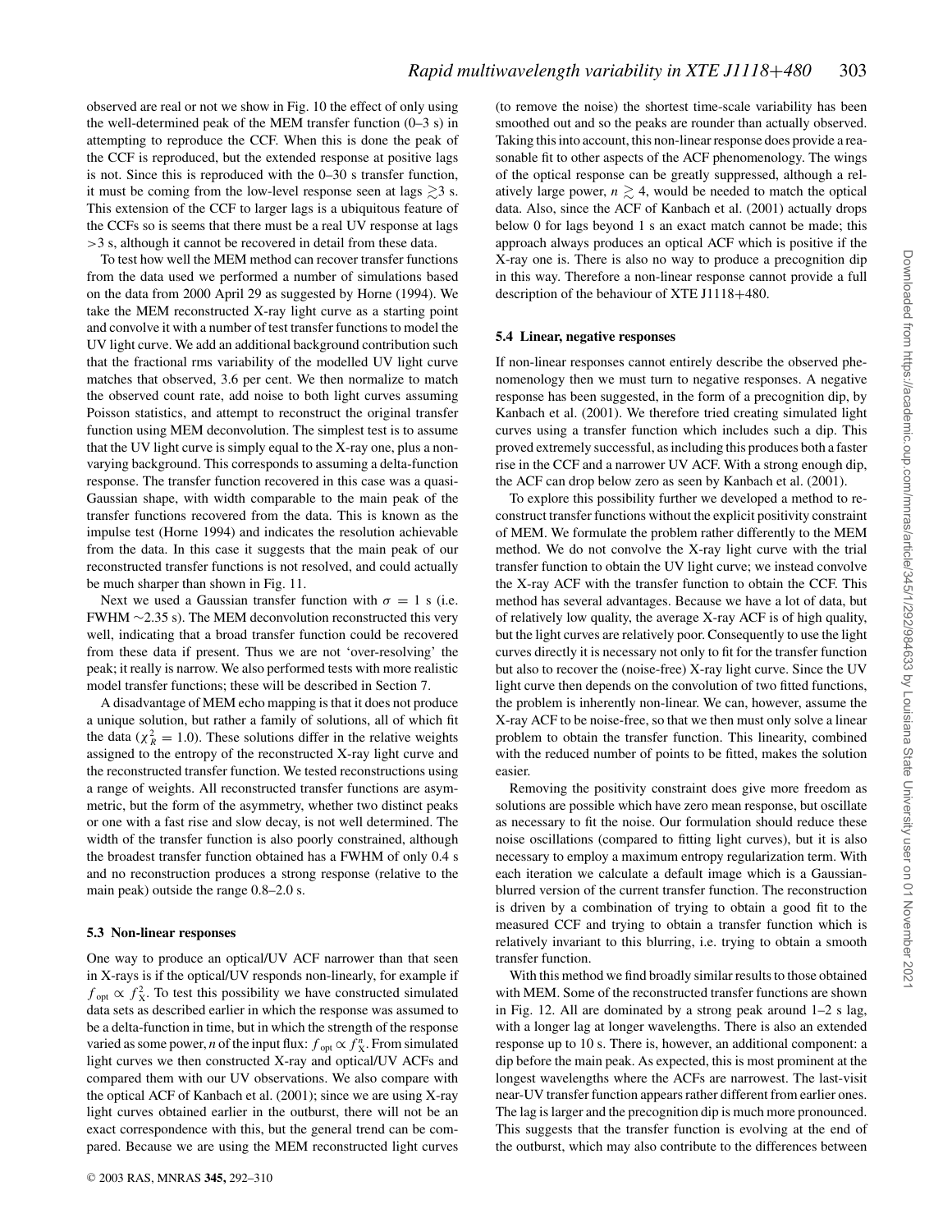observed are real or not we show in Fig. 10 the effect of only using the well-determined peak of the MEM transfer function (0–3 s) in attempting to reproduce the CCF. When this is done the peak of the CCF is reproduced, but the extended response at positive lags is not. Since this is reproduced with the 0–30 s transfer function, it must be coming from the low-level response seen at lags $\gtrsim 3$ s. This extension of the CCF to larger lags is a ubiquitous feature of the CCFs so is seems that there must be a real UV response at lags $>3$ s, although it cannot be recovered in detail from these data.

To test how well the MEM method can recover transfer functions from the data used we performed a number of simulations based on the data from 2000 April 29 as suggested by Horne (1994). We take the MEM reconstructed X-ray light curve as a starting point and convolve it with a number of test transfer functions to model the UV light curve. We add an additional background contribution such that the fractional rms variability of the modelled UV light curve matches that observed, 3.6 per cent. We then normalize to match the observed count rate, add noise to both light curves assuming Poisson statistics, and attempt to reconstruct the original transfer function using MEM deconvolution. The simplest test is to assume that the UV light curve is simply equal to the X-ray one, plus a non-varying background. This corresponds to assuming a delta-function response. The transfer function recovered in this case was a quasi-Gaussian shape, with width comparable to the main peak of the transfer functions recovered from the data. This is known as the impulse test (Horne 1994) and indicates the resolution achievable from the data. In this case it suggests that the main peak of our reconstructed transfer functions is not resolved, and could actually be much sharper than shown in Fig. 11.

Next we used a Gaussian transfer function with $\sigma = 1$ s (i.e. FWHM $\sim$2.35 s). The MEM deconvolution reconstructed this very well, indicating that a broad transfer function could be recovered from these data if present. Thus we are not 'over-resolving' the peak; it really is narrow. We also performed tests with more realistic model transfer functions; these will be described in Section 7.

A disadvantage of MEM echo mapping is that it does not produce a unique solution, but rather a family of solutions, all of which fit the data ($\chi^2_R = 1.0$). These solutions differ in the relative weights assigned to the entropy of the reconstructed X-ray light curve and the reconstructed transfer function. We tested reconstructions using a range of weights. All reconstructed transfer functions are asymmetric, but the form of the asymmetry, whether two distinct peaks or one with a fast rise and slow decay, is not well determined. The width of the transfer function is also poorly constrained, although the broadest transfer function obtained has a FWHM of only 0.4 s and no reconstruction produces a strong response (relative to the main peak) outside the range 0.8–2.0 s.

### 5.3 Non-linear responses

One way to produce an optical/UV ACF narrower than that seen in X-rays is if the optical/UV responds non-linearly, for example if $f_{\mathrm{opt}} \propto f_{\mathrm{X}}^2$. To test this possibility we have constructed simulated data sets as described earlier in which the response was assumed to be a delta-function in time, but in which the strength of the response varied as some power, $n$ of the input flux: $f_{\mathrm{opt}} \propto f_{\mathrm{X}}^n$. From simulated light curves we then constructed X-ray and optical/UV ACFs and compared them with our UV observations. We also compare with the optical ACF of Kanbach et al. (2001); since we are using X-ray light curves obtained earlier in the outburst, there will not be an exact correspondence with this, but the general trend can be compared. Because we are using the MEM reconstructed light curves (to remove the noise) the shortest time-scale variability has been smoothed out and so the peaks are rounder than actually observed. Taking this into account, this non-linear response does provide a reasonable fit to other aspects of the ACF phenomenology. The wings of the optical response can be greatly suppressed, although a relatively large power, $n \gtrsim 4$, would be needed to match the optical data. Also, since the ACF of Kanbach et al. (2001) actually drops below 0 for lags beyond 1 s an exact match cannot be made; this approach always produces an optical ACF which is positive if the X-ray one is. There is also no way to produce a precognition dip in this way. Therefore a non-linear response cannot provide a full description of the behaviour of XTE J1118+480.

### 5.4 Linear, negative responses

If non-linear responses cannot entirely describe the observed phenomenology then we must turn to negative responses. A negative response has been suggested, in the form of a precognition dip, by Kanbach et al. (2001). We therefore tried creating simulated light curves using a transfer function which includes such a dip. This proved extremely successful, as including this produces both a faster rise in the CCF and a narrower UV ACF. With a strong enough dip, the ACF can drop below zero as seen by Kanbach et al. (2001).

To explore this possibility further we developed a method to reconstruct transfer functions without the explicit positivity constraint of MEM. We formulate the problem rather differently to the MEM method. We do not convolve the X-ray light curve with the trial transfer function to obtain the UV light curve; we instead convolve the X-ray ACF with the transfer function to obtain the CCF. This method has several advantages. Because we have a lot of data, but of relatively low quality, the average X-ray ACF is of high quality, but the light curves are relatively poor. Consequently to use the light curves directly it is necessary not only to fit for the transfer function but also to recover the (noise-free) X-ray light curve. Since the UV light curve then depends on the convolution of two fitted functions, the problem is inherently non-linear. We can, however, assume the X-ray ACF to be noise-free, so that we then must only solve a linear problem to obtain the transfer function. This linearity, combined with the reduced number of points to be fitted, makes the solution easier.

Removing the positivity constraint does give more freedom as solutions are possible which have zero mean response, but oscillate as necessary to fit the noise. Our formulation should reduce these noise oscillations (compared to fitting light curves), but it is also necessary to employ a maximum entropy regularization term. With each iteration we calculate a default image which is a Gaussian-blurred version of the current transfer function. The reconstruction is driven by a combination of trying to obtain a good fit to the measured CCF and trying to obtain a transfer function which is relatively invariant to this blurring, i.e. trying to obtain a smooth transfer function.

With this method we find broadly similar results to those obtained with MEM. Some of the reconstructed transfer functions are shown in Fig. 12. All are dominated by a strong peak around 1–2 s lag, with a longer lag at longer wavelengths. There is also an extended response up to 10 s. There is, however, an additional component: a dip before the main peak. As expected, this is most prominent at the longest wavelengths where the ACFs are narrowest. The last-visit near-UV transfer function appears rather different from earlier ones. The lag is larger and the precognition dip is much more pronounced. This suggests that the transfer function is evolving at the end of the outburst, which may also contribute to the differences between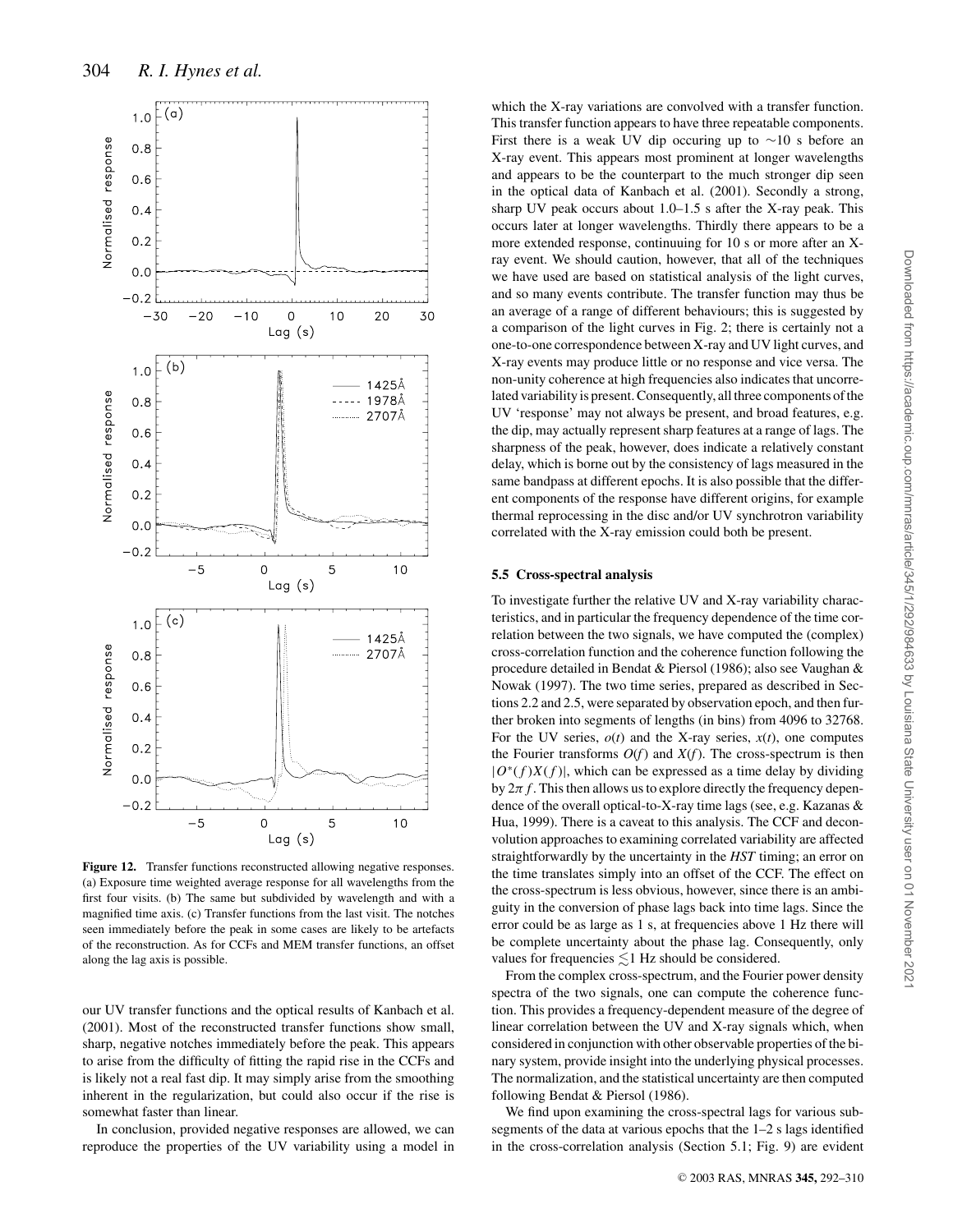**Figure 12.** Transfer functions reconstructed allowing negative responses. (a) Exposure time weighted average response for all wavelengths from the first four visits. (b) The same but subdivided by wavelength and with a magnified time axis. (c) Transfer functions from the last visit. The notches seen immediately before the peak in some cases are likely to be artefacts of the reconstruction. As for CCFs and MEM transfer functions, an offset along the lag axis is possible.

our UV transfer functions and the optical results of Kanbach et al. (2001). Most of the reconstructed transfer functions show small, sharp, negative notches immediately before the peak. This appears to arise from the difficulty of fitting the rapid rise in the CCFs and is likely not a real fast dip. It may simply arise from the smoothing inherent in the regularization, but could also occur if the rise is somewhat faster than linear.

In conclusion, provided negative responses are allowed, we can reproduce the properties of the UV variability using a model in which the X-ray variations are convolved with a transfer function. This transfer function appears to have three repeatable components. First there is a weak UV dip occuring up to ∼10 s before an X-ray event. This appears most prominent at longer wavelengths and appears to be the counterpart to the much stronger dip seen in the optical data of Kanbach et al. (2001). Secondly a strong, sharp UV peak occurs about 1.0–1.5 s after the X-ray peak. This occurs later at longer wavelengths. Thirdly there appears to be a more extended response, continuuing for 10 s or more after an X-ray event. We should caution, however, that all of the techniques we have used are based on statistical analysis of the light curves, and so many events contribute. The transfer function may thus be an average of a range of different behaviours; this is suggested by a comparison of the light curves in Fig. 2; there is certainly not a one-to-one correspondence between X-ray and UV light curves, and X-ray events may produce little or no response and vice versa. The non-unity coherence at high frequencies also indicates that uncorrelated variability is present. Consequently, all three components of the UV 'response' may not always be present, and broad features, e.g. the dip, may actually represent sharp features at a range of lags. The sharpness of the peak, however, does indicate a relatively constant delay, which is borne out by the consistency of lags measured in the same bandpass at different epochs. It is also possible that the different components of the response have different origins, for example thermal reprocessing in the disc and/or UV synchrotron variability correlated with the X-ray emission could both be present.

### 5.5 Cross-spectral analysis

To investigate further the relative UV and X-ray variability characteristics, and in particular the frequency dependence of the time correlation between the two signals, we have computed the (complex) cross-correlation function and the coherence function following the procedure detailed in Bendat & Piersol (1986); also see Vaughan & Nowak (1997). The two time series, prepared as described in Sections 2.2 and 2.5, were separated by observation epoch, and then further broken into segments of lengths (in bins) from 4096 to 32768. For the UV series, $o(t)$ and the X-ray series, $x(t)$, one computes the Fourier transforms $O(f)$ and $X(f)$. The cross-spectrum is then $|O^{*}(f)X(f)|$, which can be expressed as a time delay by dividing by $2\pi f$. This then allows us to explore directly the frequency dependence of the overall optical-to-X-ray time lags (see, e.g. Kazanas & Hua, 1999). There is a caveat to this analysis. The CCF and deconvolution approaches to examining correlated variability are affected straightforwardly by the uncertainty in the *HST* timing; an error on the time translates simply into an offset of the CCF. The effect on the cross-spectrum is less obvious, however, since there is an ambiguity in the conversion of phase lags back into time lags. Since the error could be as large as 1 s, at frequencies above 1 Hz there will be complete uncertainty about the phase lag. Consequently, only values for frequencies $\lesssim$1 Hz should be considered.

From the complex cross-spectrum, and the Fourier power density spectra of the two signals, one can compute the coherence function. This provides a frequency-dependent measure of the degree of linear correlation between the UV and X-ray signals which, when considered in conjunction with other observable properties of the binary system, provide insight into the underlying physical processes. The normalization, and the statistical uncertainty are then computed following Bendat & Piersol (1986).

We find upon examining the cross-spectral lags for various subsegments of the data at various epochs that the 1–2 s lags identified in the cross-correlation analysis (Section 5.1; Fig. 9) are evident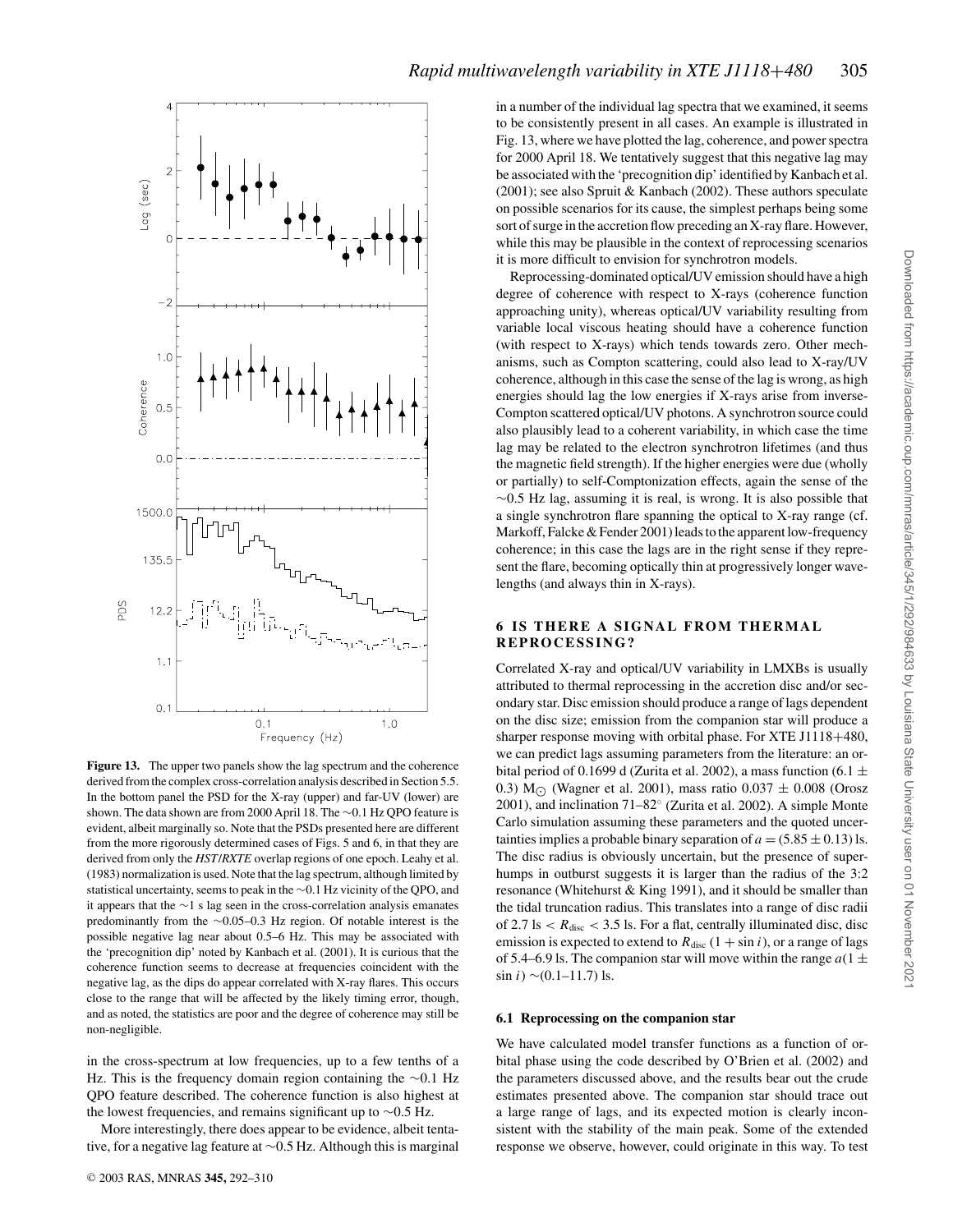**Figure 13.** The upper two panels show the lag spectrum and the coherence derived from the complex cross-correlation analysis described in Section 5.5. In the bottom panel the PSD for the X-ray (upper) and far-UV (lower) are shown. The data shown are from 2000 April 18. The ~0.1 Hz QPO feature is evident, albeit marginally so. Note that the PSDs presented here are different from the more rigorously determined cases of Figs. 5 and 6, in that they are derived from only the *HST/RXTE* overlap regions of one epoch. Leahy et al. (1983) normalization is used. Note that the lag spectrum, although limited by statistical uncertainty, seems to peak in the ~0.1 Hz vicinity of the QPO, and it appears that the ~1 s lag seen in the cross-correlation analysis emanates predominantly from the ~0.05–0.3 Hz region. Of notable interest is the possible negative lag near about 0.5–6 Hz. This may be associated with the 'precognition dip' noted by Kanbach et al. (2001). It is curious that the coherence function seems to decrease at frequencies coincident with the negative lag, as the dips do appear correlated with X-ray flares. This occurs close to the range that will be affected by the likely timing error, though, and as noted, the statistics are poor and the degree of coherence may still be non-negligible.

in the cross-spectrum at low frequencies, up to a few tenths of a Hz. This is the frequency domain region containing the ~0.1 Hz QPO feature described. The coherence function is also highest at the lowest frequencies, and remains significant up to ~0.5 Hz.

More interestingly, there does appear to be evidence, albeit tentative, for a negative lag feature at ~0.5 Hz. Although this is marginal in a number of the individual lag spectra that we examined, it seems to be consistently present in all cases. An example is illustrated in Fig. 13, where we have plotted the lag, coherence, and power spectra for 2000 April 18. We tentatively suggest that this negative lag may be associated with the 'precognition dip' identified by Kanbach et al. (2001); see also Spruit & Kanbach (2002). These authors speculate on possible scenarios for its cause, the simplest perhaps being some sort of surge in the accretion flow preceding an X-ray flare. However, while this may be plausible in the context of reprocessing scenarios it is more difficult to envision for synchrotron models.

Reprocessing-dominated optical/UV emission should have a high degree of coherence with respect to X-rays (coherence function approaching unity), whereas optical/UV variability resulting from variable local viscous heating should have a coherence function (with respect to X-rays) which tends towards zero. Other mechanisms, such as Compton scattering, could also lead to X-ray/UV coherence, although in this case the sense of the lag is wrong, as high energies should lag the low energies if X-rays arise from inverse-Compton scattered optical/UV photons. A synchrotron source could also plausibly lead to a coherent variability, in which case the time lag may be related to the electron synchrotron lifetimes (and thus the magnetic field strength). If the higher energies were due (wholly or partially) to self-Comptonization effects, again the sense of the ~0.5 Hz lag, assuming it is real, is wrong. It is also possible that a single synchrotron flare spanning the optical to X-ray range (cf. Markoff, Falcke & Fender 2001) leads to the apparent low-frequency coherence; in this case the lags are in the right sense if they represent the flare, becoming optically thin at progressively longer wavelengths (and always thin in X-rays).

## 6 IS THERE A SIGNAL FROM THERMAL REPROCESSING?

Correlated X-ray and optical/UV variability in LMXBs is usually attributed to thermal reprocessing in the accretion disc and/or secondary star. Disc emission should produce a range of lags dependent on the disc size; emission from the companion star will produce a sharper response moving with orbital phase. For XTE J1118+480, we can predict lags assuming parameters from the literature: an orbital period of 0.1699 d (Zurita et al. 2002), a mass function ($6.1 \pm 0.3$) $M_\odot$ (Wagner et al. 2001), mass ratio $0.037 \pm 0.008$ (Orosz 2001), and inclination 71–82° (Zurita et al. 2002). A simple Monte Carlo simulation assuming these parameters and the quoted uncertainties implies a probable binary separation of $a = (5.85 \pm 0.13)$ ls. The disc radius is obviously uncertain, but the presence of superhumps in outburst suggests it is larger than the radius of the 3:2 resonance (Whitehurst & King 1991), and it should be smaller than the tidal truncation radius. This translates into a range of disc radii of 2.7 ls $< R_{\rm disc} <$ 3.5 ls. For a flat, centrally illuminated disc, disc emission is expected to extend to $R_{\rm disc}\,(1 + \sin i)$, or a range of lags of 5.4–6.9 ls. The companion star will move within the range $a(1 \pm \sin i) \sim$(0.1–11.7) ls.

### 6.1 Reprocessing on the companion star

We have calculated model transfer functions as a function of orbital phase using the code described by O'Brien et al. (2002) and the parameters discussed above, and the results bear out the crude estimates presented above. The companion star should trace out a large range of lags, and its expected motion is clearly inconsistent with the stability of the main peak. Some of the extended response we observe, however, could originate in this way. To test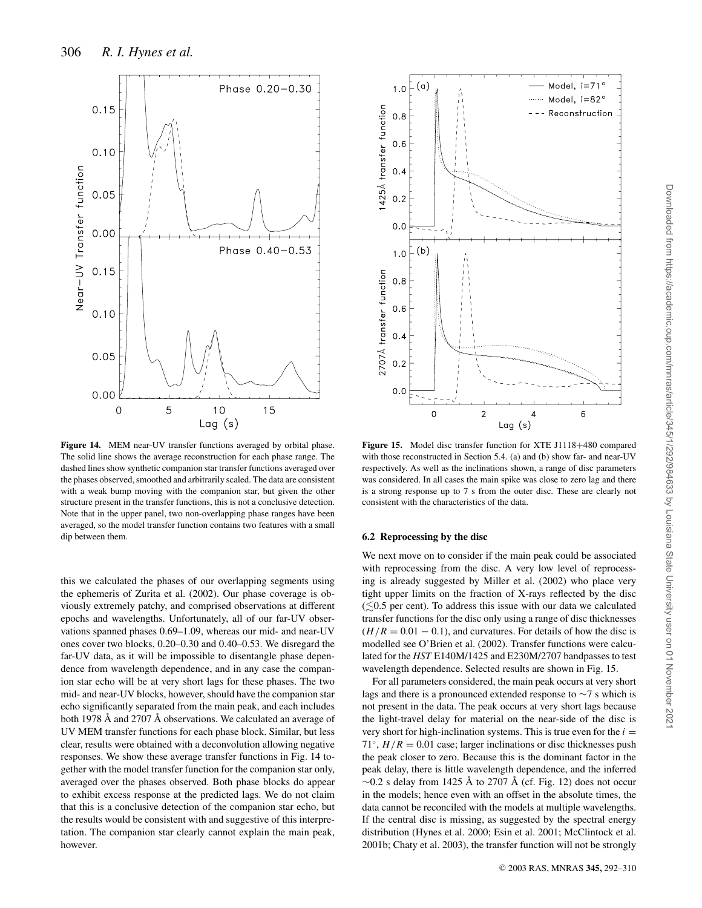**Figure 14.** MEM near-UV transfer functions averaged by orbital phase. The solid line shows the average reconstruction for each phase range. The dashed lines show synthetic companion star transfer functions averaged over the phases observed, smoothed and arbitrarily scaled. The data are consistent with a weak bump moving with the companion star, but given the other structure present in the transfer functions, this is not a conclusive detection. Note that in the upper panel, two non-overlapping phase ranges have been averaged, so the model transfer function contains two features with a small dip between them.

this we calculated the phases of our overlapping segments using the ephemeris of Zurita et al. (2002). Our phase coverage is obviously extremely patchy, and comprised observations at different epochs and wavelengths. Unfortunately, all of our far-UV observations spanned phases 0.69–1.09, whereas our mid- and near-UV ones cover two blocks, 0.20–0.30 and 0.40–0.53. We disregard the far-UV data, as it will be impossible to disentangle phase dependence from wavelength dependence, and in any case the companion star echo will be at very short lags for these phases. The two mid- and near-UV blocks, however, should have the companion star echo significantly separated from the main peak, and each includes both 1978 Å and 2707 Å observations. We calculated an average of UV MEM transfer functions for each phase block. Similar, but less clear, results were obtained with a deconvolution allowing negative responses. We show these average transfer functions in Fig. 14 together with the model transfer function for the companion star only, averaged over the phases observed. Both phase blocks do appear to exhibit excess response at the predicted lags. We do not claim that this is a conclusive detection of the companion star echo, but the results would be consistent with and suggestive of this interpretation. The companion star clearly cannot explain the main peak, however.

**Figure 15.** Model disc transfer function for XTE J1118+480 compared with those reconstructed in Section 5.4. (a) and (b) show far- and near-UV respectively. As well as the inclinations shown, a range of disc parameters was considered. In all cases the main spike was close to zero lag and there is a strong response up to 7 s from the outer disc. These are clearly not consistent with the characteristics of the data.

### 6.2 Reprocessing by the disc

We next move on to consider if the main peak could be associated with reprocessing from the disc. A very low level of reprocessing is already suggested by Miller et al. (2002) who place very tight upper limits on the fraction of X-rays reflected by the disc ($\lesssim$0.5 per cent). To address this issue with our data we calculated transfer functions for the disc only using a range of disc thicknesses ($H/R = 0.01 - 0.1$), and curvatures. For details of how the disc is modelled see O'Brien et al. (2002). Transfer functions were calculated for the *HST* E140M/1425 and E230M/2707 bandpasses to test wavelength dependence. Selected results are shown in Fig. 15.

For all parameters considered, the main peak occurs at very short lags and there is a pronounced extended response to $\sim$7 s which is not present in the data. The peak occurs at very short lags because the light-travel delay for material on the near-side of the disc is very short for high-inclination systems. This is true even for the $i = 71°$, $H/R = 0.01$ case; larger inclinations or disc thicknesses push the peak closer to zero. Because this is the dominant factor in the peak delay, there is little wavelength dependence, and the inferred $\sim$0.2 s delay from 1425 Å to 2707 Å (cf. Fig. 12) does not occur in the models; hence even with an offset in the absolute times, the data cannot be reconciled with the models at multiple wavelengths. If the central disc is missing, as suggested by the spectral energy distribution (Hynes et al. 2000; Esin et al. 2001; McClintock et al. 2001b; Chaty et al. 2003), the transfer function will not be strongly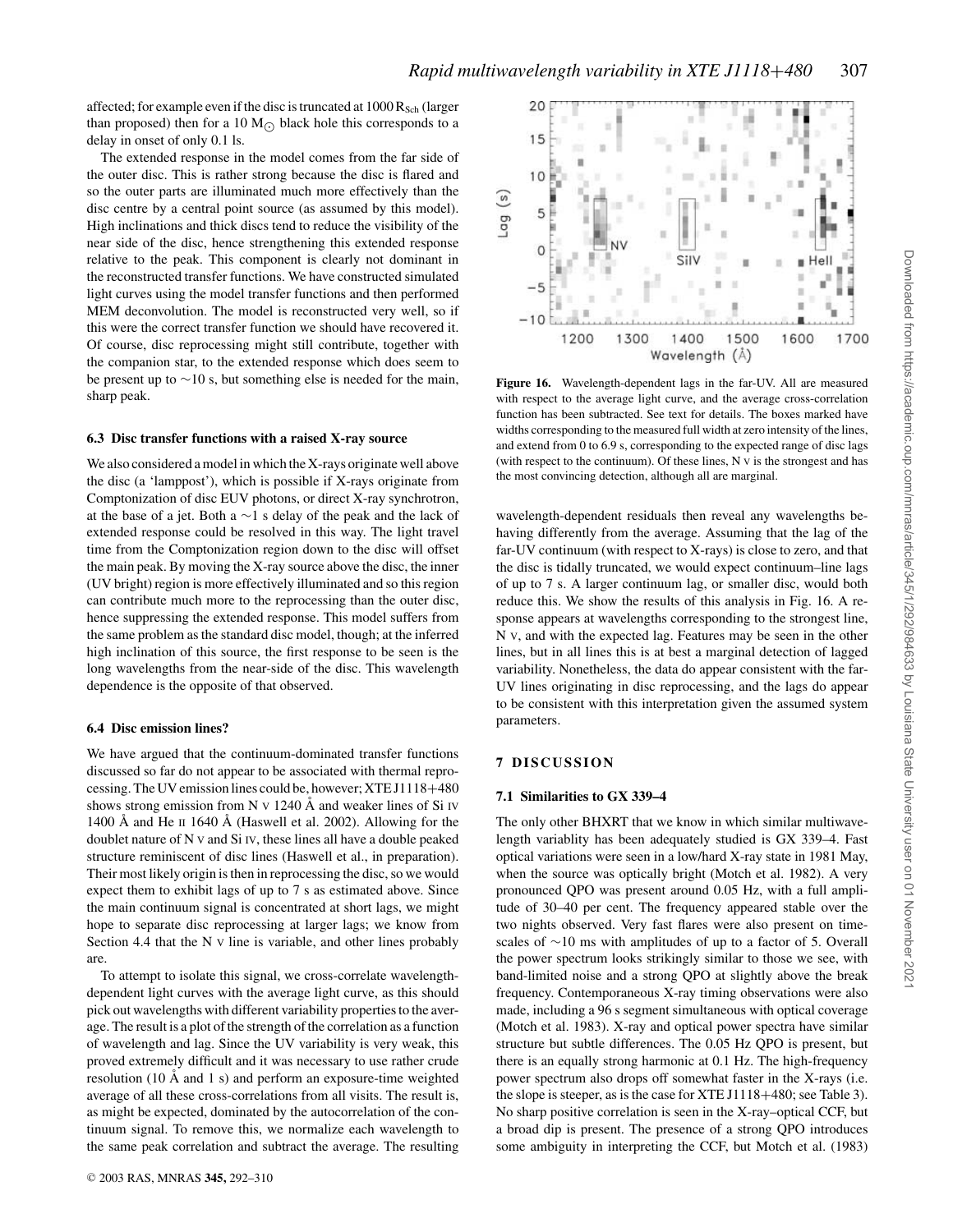affected; for example even if the disc is truncated at $1000\,R_{Sch}$ (larger than proposed) then for a $10\,M_\odot$ black hole this corresponds to a delay in onset of only 0.1 ls.

The extended response in the model comes from the far side of the outer disc. This is rather strong because the disc is flared and so the outer parts are illuminated much more effectively than the disc centre by a central point source (as assumed by this model). High inclinations and thick discs tend to reduce the visibility of the near side of the disc, hence strengthening this extended response relative to the peak. This component is clearly not dominant in the reconstructed transfer functions. We have constructed simulated light curves using the model transfer functions and then performed MEM deconvolution. The model is reconstructed very well, so if this were the correct transfer function we should have recovered it. Of course, disc reprocessing might still contribute, together with the companion star, to the extended response which does seem to be present up to ∼10 s, but something else is needed for the main, sharp peak.

### 6.3 Disc transfer functions with a raised X-ray source

We also considered a model in which the X-rays originate well above the disc (a 'lamppost'), which is possible if X-rays originate from Comptonization of disc EUV photons, or direct X-ray synchrotron, at the base of a jet. Both a ∼1 s delay of the peak and the lack of extended response could be resolved in this way. The light travel time from the Comptonization region down to the disc will offset the main peak. By moving the X-ray source above the disc, the inner (UV bright) region is more effectively illuminated and so this region can contribute much more to the reprocessing than the outer disc, hence suppressing the extended response. This model suffers from the same problem as the standard disc model, though; at the inferred high inclination of this source, the first response to be seen is the long wavelengths from the near-side of the disc. This wavelength dependence is the opposite of that observed.

### 6.4 Disc emission lines?

We have argued that the continuum-dominated transfer functions discussed so far do not appear to be associated with thermal reprocessing. The UV emission lines could be, however; XTE J1118+480 shows strong emission from N V 1240 Å and weaker lines of Si IV 1400 Å and He II 1640 Å (Haswell et al. 2002). Allowing for the doublet nature of N V and Si IV, these lines all have a double peaked structure reminiscent of disc lines (Haswell et al., in preparation). Their most likely origin is then in reprocessing the disc, so we would expect them to exhibit lags of up to 7 s as estimated above. Since the main continuum signal is concentrated at short lags, we might hope to separate disc reprocessing at larger lags; we know from Section 4.4 that the N V line is variable, and other lines probably are.

To attempt to isolate this signal, we cross-correlate wavelength-dependent light curves with the average light curve, as this should pick out wavelengths with different variability properties to the average. The result is a plot of the strength of the correlation as a function of wavelength and lag. Since the UV variability is very weak, this proved extremely difficult and it was necessary to use rather crude resolution (10 Å and 1 s) and perform an exposure-time weighted average of all these cross-correlations from all visits. The result is, as might be expected, dominated by the autocorrelation of the continuum signal. To remove this, we normalize each wavelength to the same peak correlation and subtract the average. The resulting

Lag (s)
20
15
10
5
0
−5
−10
NV
SiIV
HeII
1200 1300 1400 1500 1600 1700
Wavelength (Å)

**Figure 16.** Wavelength-dependent lags in the far-UV. All are measured with respect to the average light curve, and the average cross-correlation function has been subtracted. See text for details. The boxes marked have widths corresponding to the measured full width at zero intensity of the lines, and extend from 0 to 6.9 s, corresponding to the expected range of disc lags (with respect to the continuum). Of these lines, N V is the strongest and has the most convincing detection, although all are marginal.

wavelength-dependent residuals then reveal any wavelengths behaving differently from the average. Assuming that the lag of the far-UV continuum (with respect to X-rays) is close to zero, and that the disc is tidally truncated, we would expect continuum–line lags of up to 7 s. A larger continuum lag, or smaller disc, would both reduce this. We show the results of this analysis in Fig. 16. A response appears at wavelengths corresponding to the strongest line, N V, and with the expected lag. Features may be seen in the other lines, but in all lines this is at best a marginal detection of lagged variability. Nonetheless, the data do appear consistent with the far-UV lines originating in disc reprocessing, and the lags do appear to be consistent with this interpretation given the assumed system parameters.

## 7 DISCUSSION

### 7.1 Similarities to GX 339–4

The only other BHXRT that we know in which similar multiwavelength variablity has been adequately studied is GX 339–4. Fast optical variations were seen in a low/hard X-ray state in 1981 May, when the source was optically bright (Motch et al. 1982). A very pronounced QPO was present around 0.05 Hz, with a full amplitude of 30–40 per cent. The frequency appeared stable over the two nights observed. Very fast flares were also present on timescales of ∼10 ms with amplitudes of up to a factor of 5. Overall the power spectrum looks strikingly similar to those we see, with band-limited noise and a strong QPO at slightly above the break frequency. Contemporaneous X-ray timing observations were also made, including a 96 s segment simultaneous with optical coverage (Motch et al. 1983). X-ray and optical power spectra have similar structure but subtle differences. The 0.05 Hz QPO is present, but there is an equally strong harmonic at 0.1 Hz. The high-frequency power spectrum also drops off somewhat faster in the X-rays (i.e. the slope is steeper, as is the case for XTE J1118+480; see Table 3). No sharp positive correlation is seen in the X-ray–optical CCF, but a broad dip is present. The presence of a strong QPO introduces some ambiguity in interpreting the CCF, but Motch et al. (1983)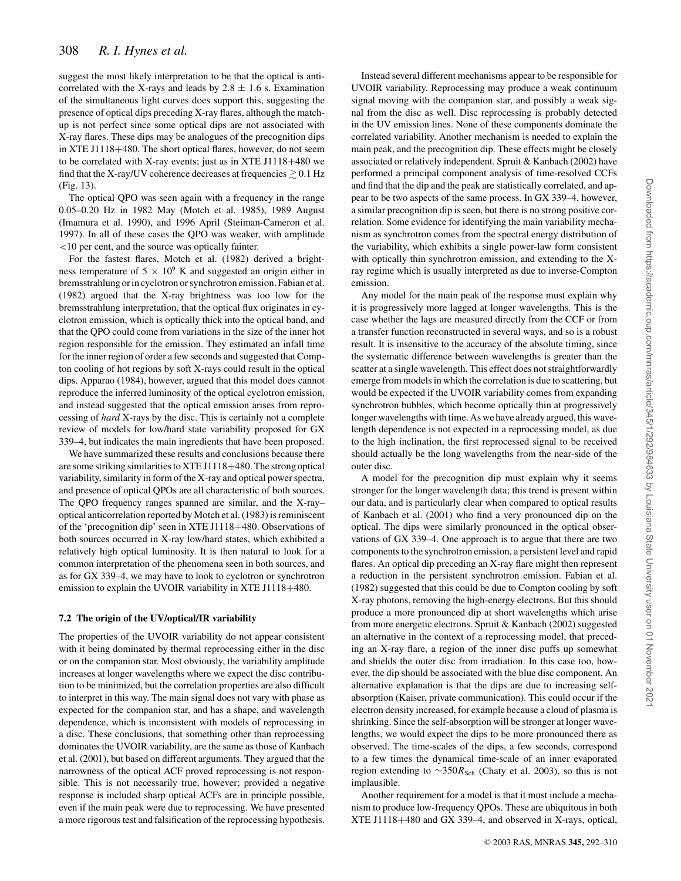suggest the most likely interpretation to be that the optical is anticorrelated with the X-rays and leads by $2.8 \pm 1.6$ s. Examination of the simultaneous light curves does support this, suggesting the presence of optical dips preceding X-ray flares, although the match-up is not perfect since some optical dips are not associated with X-ray flares. These dips may be analogues of the precognition dips in XTE J1118+480. The short optical flares, however, do not seem to be correlated with X-ray events; just as in XTE J1118+480 we find that the X-ray/UV coherence decreases at frequencies $\gtrsim 0.1$ Hz (Fig. 13).

The optical QPO was seen again with a frequency in the range 0.05–0.20 Hz in 1982 May (Motch et al. 1985), 1989 August (Imamura et al. 1990), and 1996 April (Steiman-Cameron et al. 1997). In all of these cases the QPO was weaker, with amplitude <10 per cent, and the source was optically fainter.

For the fastest flares, Motch et al. (1982) derived a brightness temperature of $5 \times 10^9$ K and suggested an origin either in bremsstrahlung or in cyclotron or synchrotron emission. Fabian et al. (1982) argued that the X-ray brightness was too low for the bremsstrahlung interpretation, that the optical flux originates in cyclotron emission, which is optically thick into the optical band, and that the QPO could come from variations in the size of the inner hot region responsible for the emission. They estimated an infall time for the inner region of order a few seconds and suggested that Compton cooling of hot regions by soft X-rays could result in the optical dips. Apparao (1984), however, argued that this model does cannot reproduce the inferred luminosity of the optical cyclotron emission, and instead suggested that the optical emission arises from reprocessing of *hard* X-rays by the disc. This is certainly not a complete review of models for low/hard state variability proposed for GX 339–4, but indicates the main ingredients that have been proposed.

We have summarized these results and conclusions because there are some striking similarities to XTE J1118+480. The strong optical variability, similarity in form of the X-ray and optical power spectra, and presence of optical QPOs are all characteristic of both sources. The QPO frequency ranges spanned are similar, and the X-ray–optical anticorrelation reported by Motch et al. (1983) is reminiscent of the 'precognition dip' seen in XTE J1118+480. Observations of both sources occurred in X-ray low/hard states, which exhibited a relatively high optical luminosity. It is then natural to look for a common interpretation of the phenomena seen in both sources, and as for GX 339–4, we may have to look to cyclotron or synchrotron emission to explain the UVOIR variability in XTE J1118+480.

### 7.2 The origin of the UV/optical/IR variability

The properties of the UVOIR variability do not appear consistent with it being dominated by thermal reprocessing either in the disc or on the companion star. Most obviously, the variability amplitude increases at longer wavelengths where we expect the disc contribution to be minimized, but the correlation properties are also difficult to interpret in this way. The main signal does not vary with phase as expected for the companion star, and has a shape, and wavelength dependence, which is inconsistent with models of reprocessing in a disc. These conclusions, that something other than reprocessing dominates the UVOIR variability, are the same as those of Kanbach et al. (2001), but based on different arguments. They argued that the narrowness of the optical ACF proved reprocessing is not responsible. This is not necessarily true, however; provided a negative response is included sharp optical ACFs are in principle possible, even if the main peak were due to reprocessing. We have presented a more rigorous test and falsification of the reprocessing hypothesis.

Instead several different mechanisms appear to be responsible for UVOIR variability. Reprocessing may produce a weak continuum signal moving with the companion star, and possibly a weak signal from the disc as well. Disc reprocessing is probably detected in the UV emission lines. None of these components dominate the correlated variability. Another mechanism is needed to explain the main peak, and the precognition dip. These effects might be closely associated or relatively independent. Spruit & Kanbach (2002) have performed a principal component analysis of time-resolved CCFs and find that the dip and the peak are statistically correlated, and appear to be two aspects of the same process. In GX 339–4, however, a similar precognition dip is seen, but there is no strong positive correlation. Some evidence for identifying the main variability mechanism as synchrotron comes from the spectral energy distribution of the variability, which exhibits a single power-law form consistent with optically thin synchrotron emission, and extending to the X-ray regime which is usually interpreted as due to inverse-Compton emission.

Any model for the main peak of the response must explain why it is progressively more lagged at longer wavelengths. This is the case whether the lags are measured directly from the CCF or from a transfer function reconstructed in several ways, and so is a robust result. It is insensitive to the accuracy of the absolute timing, since the systematic difference between wavelengths is greater than the scatter at a single wavelength. This effect does not straightforwardly emerge from models in which the correlation is due to scattering, but would be expected if the UVOIR variability comes from expanding synchrotron bubbles, which become optically thin at progressively longer wavelengths with time. As we have already argued, this wavelength dependence is not expected in a reprocessing model, as due to the high inclination, the first reprocessed signal to be received should actually be the long wavelengths from the near-side of the outer disc.

A model for the precognition dip must explain why it seems stronger for the longer wavelength data; this trend is present within our data, and is particularly clear when compared to optical results of Kanbach et al. (2001) who find a very pronounced dip on the optical. The dips were similarly pronounced in the optical observations of GX 339–4. One approach is to argue that there are two components to the synchrotron emission, a persistent level and rapid flares. An optical dip preceding an X-ray flare might then represent a reduction in the persistent synchrotron emission. Fabian et al. (1982) suggested that this could be due to Compton cooling by soft X-ray photons, removing the high-energy electrons. But this should produce a more pronounced dip at short wavelengths which arise from more energetic electrons. Spruit & Kanbach (2002) suggested an alternative in the context of a reprocessing model, that preceding an X-ray flare, a region of the inner disc puffs up somewhat and shields the outer disc from irradiation. In this case too, however, the dip should be associated with the blue disc component. An alternative explanation is that the dips are due to increasing self-absorption (Kaiser, private communication). This could occur if the electron density increased, for example because a cloud of plasma is shrinking. Since the self-absorption will be stronger at longer wavelengths, we would expect the dips to be more pronounced there as observed. The time-scales of the dips, a few seconds, correspond to a few times the dynamical time-scale of an inner evaporated region extending to $\sim 350 R_{\mathrm{Sch}}$ (Chaty et al. 2003), so this is not implausible.

Another requirement for a model is that it must include a mechanism to produce low-frequency QPOs. These are ubiquitous in both XTE J1118+480 and GX 339–4, and observed in X-rays, optical,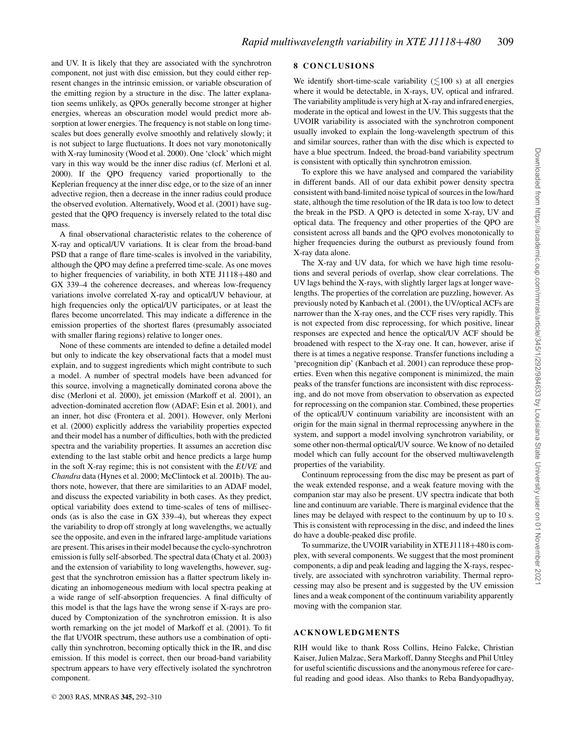and UV. It is likely that they are associated with the synchrotron component, not just with disc emission, but they could either represent changes in the intrinsic emission, or variable obscuration of the emitting region by a structure in the disc. The latter explanation seems unlikely, as QPOs generally become stronger at higher energies, whereas an obscuration model would predict more absorption at lower energies. The frequency is not stable on long timescales but does generally evolve smoothly and relatively slowly; it is not subject to large fluctuations. It does not vary monotonically with X-ray luminosity (Wood et al. 2000). One 'clock' which might vary in this way would be the inner disc radius (cf. Merloni et al. 2000). If the QPO frequency varied proportionally to the Keplerian frequency at the inner disc edge, or to the size of an inner advective region, then a decrease in the inner radius could produce the observed evolution. Alternatively, Wood et al. (2001) have suggested that the QPO frequency is inversely related to the total disc mass.

A final observational characteristic relates to the coherence of X-ray and optical/UV variations. It is clear from the broad-band PSD that a range of flare time-scales is involved in the variability, although the QPO may define a preferred time-scale. As one moves to higher frequencies of variability, in both XTE J1118+480 and GX 339–4 the coherence decreases, and whereas low-frequency variations involve correlated X-ray and optical/UV behaviour, at high frequencies only the optical/UV participates, or at least the flares become uncorrelated. This may indicate a difference in the emission properties of the shortest flares (presumably associated with smaller flaring regions) relative to longer ones.

None of these comments are intended to define a detailed model but only to indicate the key observational facts that a model must explain, and to suggest ingredients which might contribute to such a model. A number of spectral models have been advanced for this source, involving a magnetically dominated corona above the disc (Merloni et al. 2000), jet emission (Markoff et al. 2001), an advection-dominated accretion flow (ADAF; Esin et al. 2001), and an inner, hot disc (Frontera et al. 2001). However, only Merloni et al. (2000) explicitly address the variability properties expected and their model has a number of difficulties, both with the predicted spectra and the variability properties. It assumes an accretion disc extending to the last stable orbit and hence predicts a large hump in the soft X-ray regime; this is not consistent with the *EUVE* and *Chandra* data (Hynes et al. 2000; McClintock et al. 2001b). The authors note, however, that there are similarities to an ADAF model, and discuss the expected variability in both cases. As they predict, optical variability does extend to time-scales of tens of milliseconds (as is also the case in GX 339–4), but whereas they expect the variability to drop off strongly at long wavelengths, we actually see the opposite, and even in the infrared large-amplitude variations are present. This arises in their model because the cyclo-synchrotron emission is fully self-absorbed. The spectral data (Chaty et al. 2003) and the extension of variability to long wavelengths, however, suggest that the synchrotron emission has a flatter spectrum likely indicating an inhomogeneous medium with local spectra peaking at a wide range of self-absorption frequencies. A final difficulty of this model is that the lags have the wrong sense if X-rays are produced by Comptonization of the synchrotron emission. It is also worth remarking on the jet model of Markoff et al. (2001). To fit the flat UVOIR spectrum, these authors use a combination of optically thin synchrotron, becoming optically thick in the IR, and disc emission. If this model is correct, then our broad-band variability spectrum appears to have very effectively isolated the synchrotron component.

## 8 CONCLUSIONS

We identify short-time-scale variability ($\lesssim$100 s) at all energies where it would be detectable, in X-rays, UV, optical and infrared. The variability amplitude is very high at X-ray and infrared energies, moderate in the optical and lowest in the UV. This suggests that the UVOIR variability is associated with the synchrotron component usually invoked to explain the long-wavelength spectrum of this and similar sources, rather than with the disc which is expected to have a blue spectrum. Indeed, the broad-band variability spectrum is consistent with optically thin synchrotron emission.

To explore this we have analysed and compared the variability in different bands. All of our data exhibit power density spectra consistent with band-limited noise typical of sources in the low/hard state, although the time resolution of the IR data is too low to detect the break in the PSD. A QPO is detected in some X-ray, UV and optical data. The frequency and other properties of the QPO are consistent across all bands and the QPO evolves monotonically to higher frequencies during the outburst as previously found from X-ray data alone.

The X-ray and UV data, for which we have high time resolutions and several periods of overlap, show clear correlations. The UV lags behind the X-rays, with slightly larger lags at longer wavelengths. The properties of the correlation are puzzling, however. As previously noted by Kanbach et al. (2001), the UV/optical ACFs are narrower than the X-ray ones, and the CCF rises very rapidly. This is not expected from disc reprocessing, for which positive, linear responses are expected and hence the optical/UV ACF should be broadened with respect to the X-ray one. It can, however, arise if there is at times a negative response. Transfer functions including a 'precognition dip' (Kanbach et al. 2001) can reproduce these properties. Even when this negative component is minimized, the main peaks of the transfer functions are inconsistent with disc reprocessing, and do not move from observation to observation as expected for reprocessing on the companion star. Combined, these properties of the optical/UV continuum variability are inconsistent with an origin for the main signal in thermal reprocessing anywhere in the system, and support a model involving synchrotron variability, or some other non-thermal optical/UV source. We know of no detailed model which can fully account for the observed multiwavelength properties of the variability.

Continuum reprocessing from the disc may be present as part of the weak extended response, and a weak feature moving with the companion star may also be present. UV spectra indicate that both line and continuum are variable. There is marginal evidence that the lines may be delayed with respect to the continuum by up to 10 s. This is consistent with reprocessing in the disc, and indeed the lines do have a double-peaked disc profile.

To summarize, the UVOIR variability in XTE J1118+480 is complex, with several components. We suggest that the most prominent components, a dip and peak leading and lagging the X-rays, respectively, are associated with synchrotron variability. Thermal reprocessing may also be present and is suggested by the UV emission lines and a weak component of the continuum variability apparently moving with the companion star.

## ACKNOWLEDGMENTS

RIH would like to thank Ross Collins, Heino Falcke, Christian Kaiser, Julien Malzac, Sera Markoff, Danny Steeghs and Phil Uttley for useful scientific discussions and the anonymous referee for careful reading and good ideas. Also thanks to Reba Bandyopadhyay,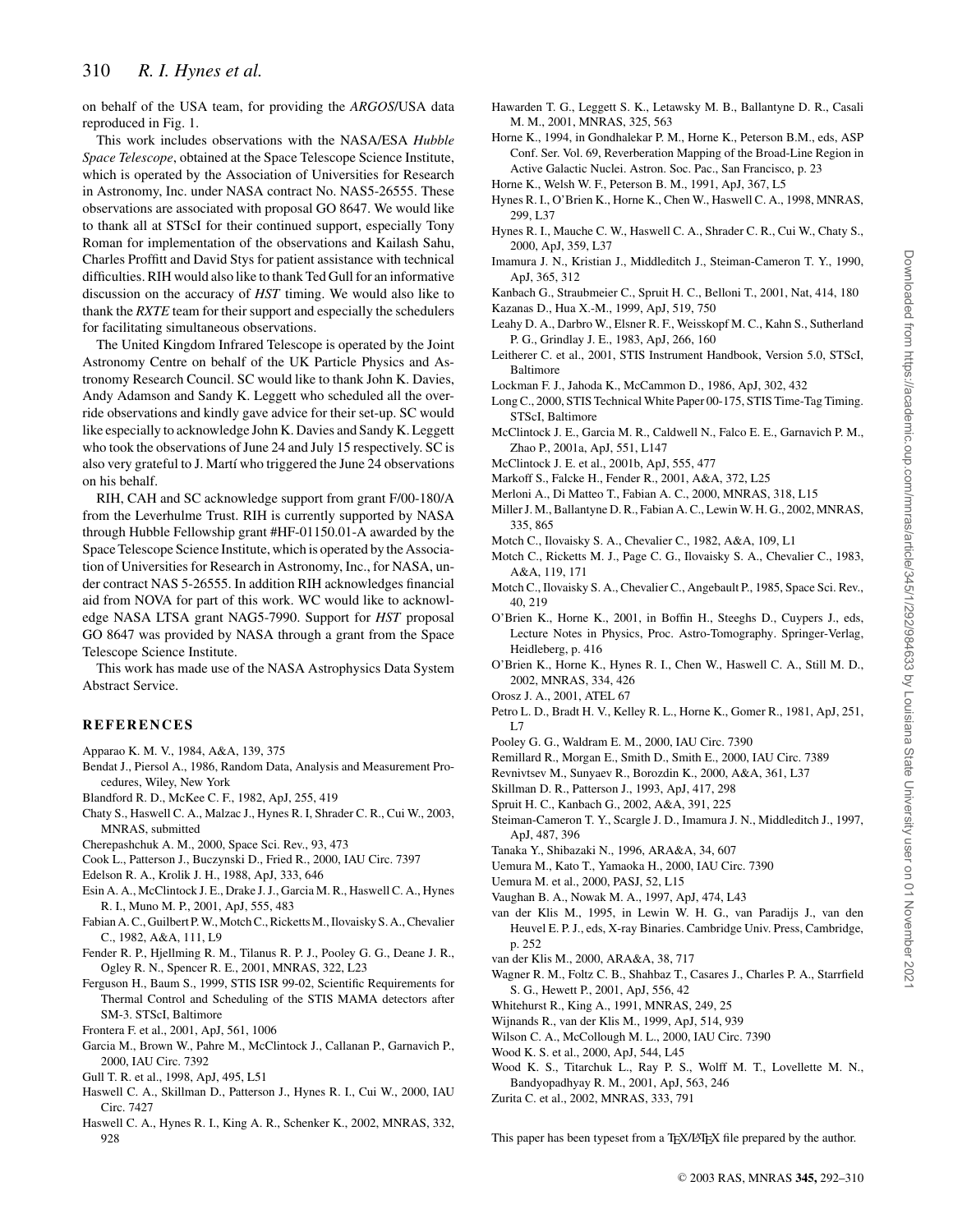on behalf of the USA team, for providing the *ARGOS*/USA data reproduced in Fig. 1.

This work includes observations with the NASA/ESA *Hubble Space Telescope*, obtained at the Space Telescope Science Institute, which is operated by the Association of Universities for Research in Astronomy, Inc. under NASA contract No. NAS5-26555. These observations are associated with proposal GO 8647. We would like to thank all at STScI for their continued support, especially Tony Roman for implementation of the observations and Kailash Sahu, Charles Proffitt and David Stys for patient assistance with technical difficulties. RIH would also like to thank Ted Gull for an informative discussion on the accuracy of *HST* timing. We would also like to thank the *RXTE* team for their support and especially the schedulers for facilitating simultaneous observations.

The United Kingdom Infrared Telescope is operated by the Joint Astronomy Centre on behalf of the UK Particle Physics and Astronomy Research Council. SC would like to thank John K. Davies, Andy Adamson and Sandy K. Leggett who scheduled all the override observations and kindly gave advice for their set-up. SC would like especially to acknowledge John K. Davies and Sandy K. Leggett who took the observations of June 24 and July 15 respectively. SC is also very grateful to J. Martí who triggered the June 24 observations on his behalf.

RIH, CAH and SC acknowledge support from grant F/00-180/A from the Leverhulme Trust. RIH is currently supported by NASA through Hubble Fellowship grant #HF-01150.01-A awarded by the Space Telescope Science Institute, which is operated by the Association of Universities for Research in Astronomy, Inc., for NASA, under contract NAS 5-26555. In addition RIH acknowledges financial aid from NOVA for part of this work. WC would like to acknowledge NASA LTSA grant NAG5-7990. Support for *HST* proposal GO 8647 was provided by NASA through a grant from the Space Telescope Science Institute.

This work has made use of the NASA Astrophysics Data System Abstract Service.

## REFERENCES

Apparao K. M. V., 1984, A&A, 139, 375
Bendat J., Piersol A., 1986, Random Data, Analysis and Measurement Procedures, Wiley, New York
Blandford R. D., McKee C. F., 1982, ApJ, 255, 419
Chaty S., Haswell C. A., Malzac J., Hynes R. I, Shrader C. R., Cui W., 2003, MNRAS, submitted
Cherepashchuk A. M., 2000, Space Sci. Rev., 93, 473
Cook L., Patterson J., Buczynski D., Fried R., 2000, IAU Circ. 7397
Edelson R. A., Krolik J. H., 1988, ApJ, 333, 646
Esin A. A., McClintock J. E., Drake J. J., Garcia M. R., Haswell C. A., Hynes R. I., Muno M. P., 2001, ApJ, 555, 483
Fabian A. C., Guilbert P. W., Motch C., Ricketts M., Ilovaisky S. A., Chevalier C., 1982, A&A, 111, L9
Fender R. P., Hjellming R. M., Tilanus R. P. J., Pooley G. G., Deane J. R., Ogley R. N., Spencer R. E., 2001, MNRAS, 322, L23
Ferguson H., Baum S., 1999, STIS ISR 99-02, Scientific Requirements for Thermal Control and Scheduling of the STIS MAMA detectors after SM-3. STScI, Baltimore
Frontera F. et al., 2001, ApJ, 561, 1006
Garcia M., Brown W., Pahre M., McClintock J., Callanan P., Garnavich P., 2000, IAU Circ. 7392
Gull T. R. et al., 1998, ApJ, 495, L51
Haswell C. A., Skillman D., Patterson J., Hynes R. I., Cui W., 2000, IAU Circ. 7427
Haswell C. A., Hynes R. I., King A. R., Schenker K., 2002, MNRAS, 332, 928
Hawarden T. G., Leggett S. K., Letawsky M. B., Ballantyne D. R., Casali M. M., 2001, MNRAS, 325, 563
Horne K., 1994, in Gondhalekar P. M., Horne K., Peterson B.M., eds, ASP Conf. Ser. Vol. 69, Reverberation Mapping of the Broad-Line Region in Active Galactic Nuclei. Astron. Soc. Pac., San Francisco, p. 23
Horne K., Welsh W. F., Peterson B. M., 1991, ApJ, 367, L5
Hynes R. I., O'Brien K., Horne K., Chen W., Haswell C. A., 1998, MNRAS, 299, L37
Hynes R. I., Mauche C. W., Haswell C. A., Shrader C. R., Cui W., Chaty S., 2000, ApJ, 359, L37
Imamura J. N., Kristian J., Middleditch J., Steiman-Cameron T. Y., 1990, ApJ, 365, 312
Kanbach G., Straubmeier C., Spruit H. C., Belloni T., 2001, Nat, 414, 180
Kazanas D., Hua X.-M., 1999, ApJ, 519, 750
Leahy D. A., Darbro W., Elsner R. F., Weisskopf M. C., Kahn S., Sutherland P. G., Grindlay J. E., 1983, ApJ, 266, 160
Leitherer C. et al., 2001, STIS Instrument Handbook, Version 5.0, STScI, Baltimore
Lockman F. J., Jahoda K., McCammon D., 1986, ApJ, 302, 432
Long C., 2000, STIS Technical White Paper 00-175, STIS Time-Tag Timing. STScI, Baltimore
McClintock J. E., Garcia M. R., Caldwell N., Falco E. E., Garnavich P. M., Zhao P., 2001a, ApJ, 551, L147
McClintock J. E. et al., 2001b, ApJ, 555, 477
Markoff S., Falcke H., Fender R., 2001, A&A, 372, L25
Merloni A., Di Matteo T., Fabian A. C., 2000, MNRAS, 318, L15
Miller J. M., Ballantyne D. R., Fabian A. C., Lewin W. H. G., 2002, MNRAS, 335, 865
Motch C., Ilovaisky S. A., Chevalier C., 1982, A&A, 109, L1
Motch C., Ricketts M. J., Page C. G., Ilovaisky S. A., Chevalier C., 1983, A&A, 119, 171
Motch C., Ilovaisky S. A., Chevalier C., Angebault P., 1985, Space Sci. Rev., 40, 219
O'Brien K., Horne K., 2001, in Boffin H., Steeghs D., Cuypers J., eds, Lecture Notes in Physics, Proc. Astro-Tomography. Springer-Verlag, Heidleberg, p. 416
O'Brien K., Horne K., Hynes R. I., Chen W., Haswell C. A., Still M. D., 2002, MNRAS, 334, 426
Orosz J. A., 2001, ATEL 67
Petro L. D., Bradt H. V., Kelley R. L., Horne K., Gomer R., 1981, ApJ, 251, L7
Pooley G. G., Waldram E. M., 2000, IAU Circ. 7390
Remillard R., Morgan E., Smith D., Smith E., 2000, IAU Circ. 7389
Revnivtsev M., Sunyaev R., Borozdin K., 2000, A&A, 361, L37
Skillman D. R., Patterson J., 1993, ApJ, 417, 298
Spruit H. C., Kanbach G., 2002, A&A, 391, 225
Steiman-Cameron T. Y., Scargle J. D., Imamura J. N., Middleditch J., 1997, ApJ, 487, 396
Tanaka Y., Shibazaki N., 1996, ARA&A, 34, 607
Uemura M., Kato T., Yamaoka H., 2000, IAU Circ. 7390
Uemura M. et al., 2000, PASJ, 52, L15
Vaughan B. A., Nowak M. A., 1997, ApJ, 474, L43
van der Klis M., 1995, in Lewin W. H. G., van Paradijs J., van den Heuvel E. P. J., eds, X-ray Binaries. Cambridge Univ. Press, Cambridge, p. 252
van der Klis M., 2000, ARA&A, 38, 717
Wagner R. M., Foltz C. B., Shahbaz T., Casares J., Charles P. A., Starrfield S. G., Hewett P., 2001, ApJ, 556, 42
Whitehurst R., King A., 1991, MNRAS, 249, 25
Wijnands R., van der Klis M., 1999, ApJ, 514, 939
Wilson C. A., McCollough M. L., 2000, IAU Circ. 7390
Wood K. S. et al., 2000, ApJ, 544, L45
Wood K. S., Titarchuk L., Ray P. S., Wolff M. T., Lovellette M. N., Bandyopadhyay R. M., 2001, ApJ, 563, 246
Zurita C. et al., 2002, MNRAS, 333, 791

This paper has been typeset from a TEX/LATEX file prepared by the author.